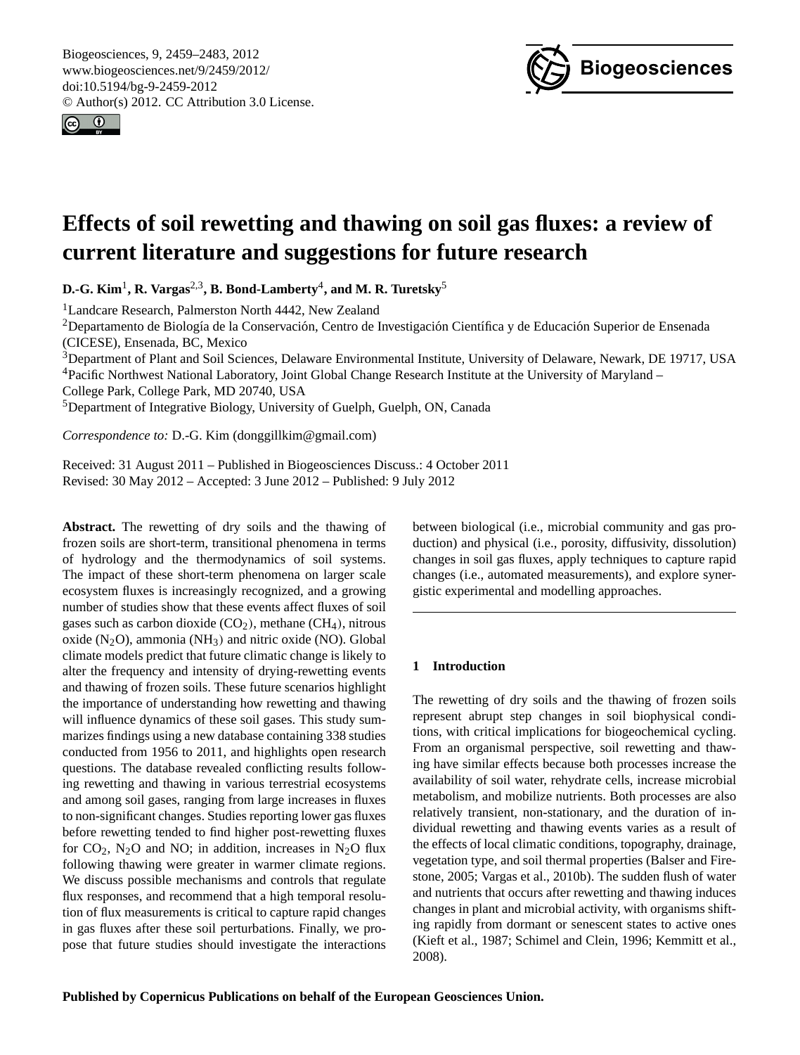Biogeosciences, 9, 2459–2483, 2012
www.biogeosciences.net/9/2459/2012/
doi:10.5194/bg-9-2459-2012
© Author(s) 2012. CC Attribution 3.0 License.

# Effects of soil rewetting and thawing on soil gas fluxes: a review of current literature and suggestions for future research

**D.-G. Kim[1], R. Vargas[2,3], B. Bond-Lamberty[4], and M. R. Turetsky[5]**

[1]Landcare Research, Palmerston North 4442, New Zealand

[2]Departamento de Biología de la Conservación, Centro de Investigación Científica y de Educación Superior de Ensenada (CICESE), Ensenada, BC, Mexico

[3]Department of Plant and Soil Sciences, Delaware Environmental Institute, University of Delaware, Newark, DE 19717, USA

[4]Pacific Northwest National Laboratory, Joint Global Change Research Institute at the University of Maryland – College Park, College Park, MD 20740, USA

[5]Department of Integrative Biology, University of Guelph, Guelph, ON, Canada

*Correspondence to:* D.-G. Kim (donggillkim@gmail.com)

Received: 31 August 2011 – Published in Biogeosciences Discuss.: 4 October 2011
Revised: 30 May 2012 – Accepted: 3 June 2012 – Published: 9 July 2012

**Abstract.** The rewetting of dry soils and the thawing of frozen soils are short-term, transitional phenomena in terms of hydrology and the thermodynamics of soil systems. The impact of these short-term phenomena on larger scale ecosystem fluxes is increasingly recognized, and a growing number of studies show that these events affect fluxes of soil gases such as carbon dioxide ($CO_2$), methane ($CH_4$), nitrous oxide ($N_2O$), ammonia ($NH_3$) and nitric oxide (NO). Global climate models predict that future climatic change is likely to alter the frequency and intensity of drying-rewetting events and thawing of frozen soils. These future scenarios highlight the importance of understanding how rewetting and thawing will influence dynamics of these soil gases. This study summarizes findings using a new database containing 338 studies conducted from 1956 to 2011, and highlights open research questions. The database revealed conflicting results following rewetting and thawing in various terrestrial ecosystems and among soil gases, ranging from large increases in fluxes to non-significant changes. Studies reporting lower gas fluxes before rewetting tended to find higher post-rewetting fluxes for $CO_2$, $N_2O$ and NO; in addition, increases in $N_2O$ flux following thawing were greater in warmer climate regions. We discuss possible mechanisms and controls that regulate flux responses, and recommend that a high temporal resolution of flux measurements is critical to capture rapid changes in gas fluxes after these soil perturbations. Finally, we propose that future studies should investigate the interactions between biological (i.e., microbial community and gas production) and physical (i.e., porosity, diffusivity, dissolution) changes in soil gas fluxes, apply techniques to capture rapid changes (i.e., automated measurements), and explore synergistic experimental and modelling approaches.

## 1 Introduction

The rewetting of dry soils and the thawing of frozen soils represent abrupt step changes in soil biophysical conditions, with critical implications for biogeochemical cycling. From an organismal perspective, soil rewetting and thawing have similar effects because both processes increase the availability of soil water, rehydrate cells, increase microbial metabolism, and mobilize nutrients. Both processes are also relatively transient, non-stationary, and the duration of individual rewetting and thawing events varies as a result of the effects of local climatic conditions, topography, drainage, vegetation type, and soil thermal properties (Balser and Firestone, 2005; Vargas et al., 2010b). The sudden flush of water and nutrients that occurs after rewetting and thawing induces changes in plant and microbial activity, with organisms shifting rapidly from dormant or senescent states to active ones (Kieft et al., 1987; Schimel and Clein, 1996; Kemmitt et al., 2008).

Published by Copernicus Publications on behalf of the European Geosciences Union.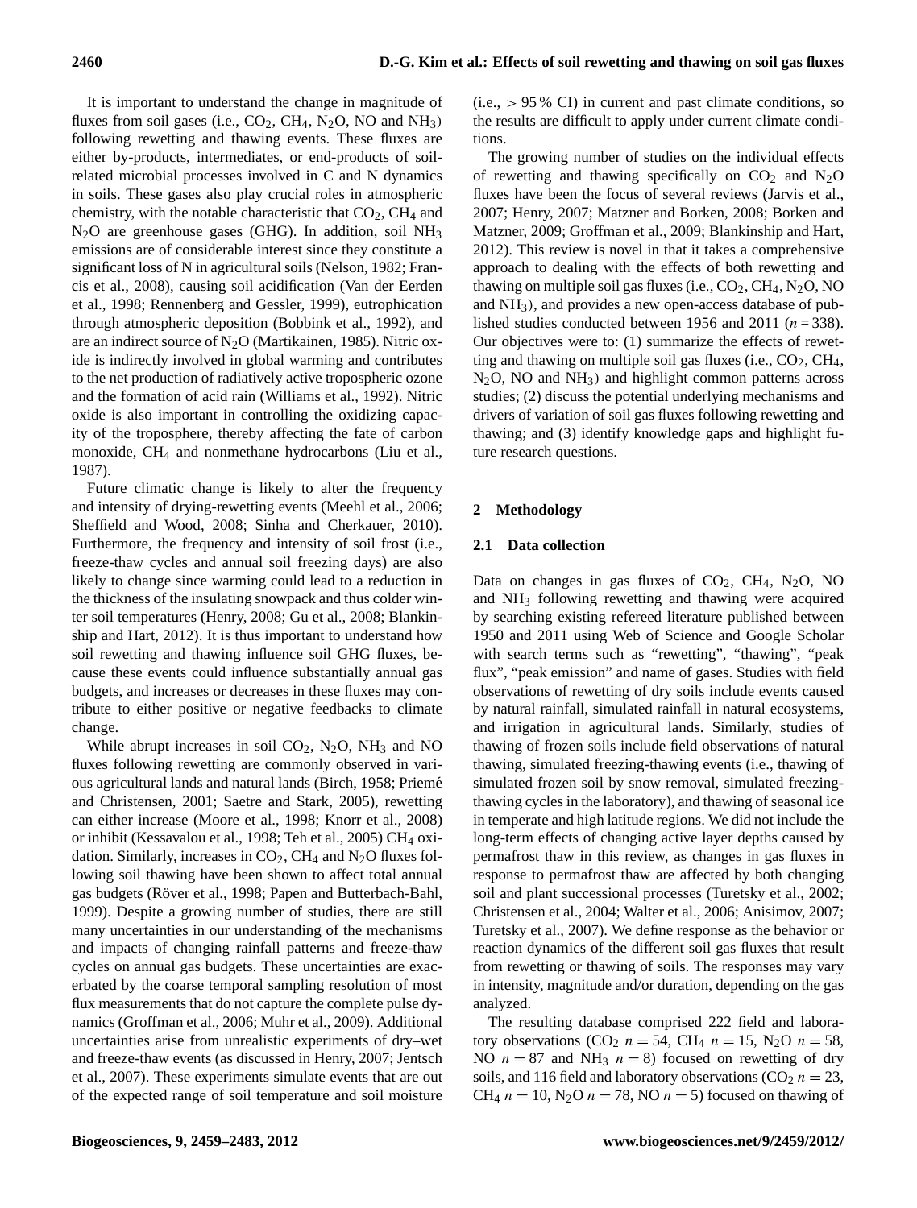It is important to understand the change in magnitude of fluxes from soil gases (i.e., $CO_2$, $CH_4$, $N_2O$, NO and $NH_3$) following rewetting and thawing events. These fluxes are either by-products, intermediates, or end-products of soil-related microbial processes involved in C and N dynamics in soils. These gases also play crucial roles in atmospheric chemistry, with the notable characteristic that $CO_2$, $CH_4$ and $N_2O$ are greenhouse gases (GHG). In addition, soil $NH_3$ emissions are of considerable interest since they constitute a significant loss of N in agricultural soils (Nelson, 1982; Francis et al., 2008), causing soil acidification (Van der Eerden et al., 1998; Rennenberg and Gessler, 1999), eutrophication through atmospheric deposition (Bobbink et al., 1992), and are an indirect source of $N_2O$ (Martikainen, 1985). Nitric oxide is indirectly involved in global warming and contributes to the net production of radiatively active tropospheric ozone and the formation of acid rain (Williams et al., 1992). Nitric oxide is also important in controlling the oxidizing capacity of the troposphere, thereby affecting the fate of carbon monoxide, $CH_4$ and nonmethane hydrocarbons (Liu et al., 1987).

Future climatic change is likely to alter the frequency and intensity of drying-rewetting events (Meehl et al., 2006; Sheffield and Wood, 2008; Sinha and Cherkauer, 2010). Furthermore, the frequency and intensity of soil frost (i.e., freeze-thaw cycles and annual soil freezing days) are also likely to change since warming could lead to a reduction in the thickness of the insulating snowpack and thus colder winter soil temperatures (Henry, 2008; Gu et al., 2008; Blankinship and Hart, 2012). It is thus important to understand how soil rewetting and thawing influence soil GHG fluxes, because these events could influence substantially annual gas budgets, and increases or decreases in these fluxes may contribute to either positive or negative feedbacks to climate change.

While abrupt increases in soil $CO_2$, $N_2O$, $NH_3$ and NO fluxes following rewetting are commonly observed in various agricultural lands and natural lands (Birch, 1958; Priemé and Christensen, 2001; Saetre and Stark, 2005), rewetting can either increase (Moore et al., 1998; Knorr et al., 2008) or inhibit (Kessavalou et al., 1998; Teh et al., 2005) $CH_4$ oxidation. Similarly, increases in $CO_2$, $CH_4$ and $N_2O$ fluxes following soil thawing have been shown to affect total annual gas budgets (Röver et al., 1998; Papen and Butterbach-Bahl, 1999). Despite a growing number of studies, there are still many uncertainties in our understanding of the mechanisms and impacts of changing rainfall patterns and freeze-thaw cycles on annual gas budgets. These uncertainties are exacerbated by the coarse temporal sampling resolution of most flux measurements that do not capture the complete pulse dynamics (Groffman et al., 2006; Muhr et al., 2009). Additional uncertainties arise from unrealistic experiments of dry–wet and freeze-thaw events (as discussed in Henry, 2007; Jentsch et al., 2007). These experiments simulate events that are out of the expected range of soil temperature and soil moisture (i.e., > 95 % CI) in current and past climate conditions, so the results are difficult to apply under current climate conditions.

The growing number of studies on the individual effects of rewetting and thawing specifically on $CO_2$ and $N_2O$ fluxes have been the focus of several reviews (Jarvis et al., 2007; Henry, 2007; Matzner and Borken, 2008; Borken and Matzner, 2009; Groffman et al., 2009; Blankinship and Hart, 2012). This review is novel in that it takes a comprehensive approach to dealing with the effects of both rewetting and thawing on multiple soil gas fluxes (i.e., $CO_2$, $CH_4$, $N_2O$, NO and $NH_3$), and provides a new open-access database of published studies conducted between 1956 and 2011 ($n = 338$). Our objectives were to: (1) summarize the effects of rewetting and thawing on multiple soil gas fluxes (i.e., $CO_2$, $CH_4$, $N_2O$, NO and $NH_3$) and highlight common patterns across studies; (2) discuss the potential underlying mechanisms and drivers of variation of soil gas fluxes following rewetting and thawing; and (3) identify knowledge gaps and highlight future research questions.

## 2 Methodology

### 2.1 Data collection

Data on changes in gas fluxes of $CO_2$, $CH_4$, $N_2O$, NO and $NH_3$ following rewetting and thawing were acquired by searching existing refereed literature published between 1950 and 2011 using Web of Science and Google Scholar with search terms such as "rewetting", "thawing", "peak flux", "peak emission" and name of gases. Studies with field observations of rewetting of dry soils include events caused by natural rainfall, simulated rainfall in natural ecosystems, and irrigation in agricultural lands. Similarly, studies of thawing of frozen soils include field observations of natural thawing, simulated freezing-thawing events (i.e., thawing of simulated frozen soil by snow removal, simulated freezing-thawing cycles in the laboratory), and thawing of seasonal ice in temperate and high latitude regions. We did not include the long-term effects of changing active layer depths caused by permafrost thaw in this review, as changes in gas fluxes in response to permafrost thaw are affected by both changing soil and plant successional processes (Turetsky et al., 2002; Christensen et al., 2004; Walter et al., 2006; Anisimov, 2007; Turetsky et al., 2007). We define response as the behavior or reaction dynamics of the different soil gas fluxes that result from rewetting or thawing of soils. The responses may vary in intensity, magnitude and/or duration, depending on the gas analyzed.

The resulting database comprised 222 field and laboratory observations ($CO_2$ $n = 54$, $CH_4$ $n = 15$, $N_2O$ $n = 58$, NO $n = 87$ and $NH_3$ $n = 8$) focused on rewetting of dry soils, and 116 field and laboratory observations ($CO_2$ $n = 23$, $CH_4$ $n = 10$, $N_2O$ $n = 78$, NO $n = 5$) focused on thawing of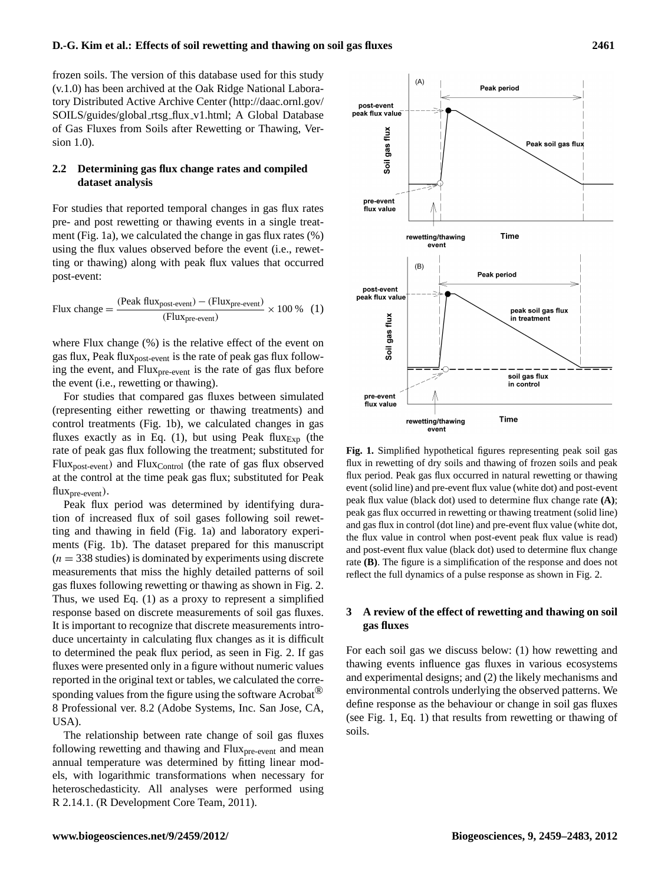frozen soils. The version of this database used for this study (v.1.0) has been archived at the Oak Ridge National Laboratory Distributed Active Archive Center (http://daac.ornl.gov/SOILS/guides/global_rtsg_flux_v1.html; A Global Database of Gas Fluxes from Soils after Rewetting or Thawing, Version 1.0).

### 2.2 Determining gas flux change rates and compiled dataset analysis

For studies that reported temporal changes in gas flux rates pre- and post rewetting or thawing events in a single treatment (Fig. 1a), we calculated the change in gas flux rates (%) using the flux values observed before the event (i.e., rewetting or thawing) along with peak flux values that occurred post-event:

$$\text{Flux change} = \frac{(\text{Peak flux}_{\text{post-event}}) - (\text{Flux}_{\text{pre-event}})}{(\text{Flux}_{\text{pre-event}})} \times 100\,\% \quad (1)$$

where Flux change (%) is the relative effect of the event on gas flux, Peak $\text{flux}_{\text{post-event}}$ is the rate of peak gas flux following the event, and $\text{Flux}_{\text{pre-event}}$ is the rate of gas flux before the event (i.e., rewetting or thawing).

For studies that compared gas fluxes between simulated (representing either rewetting or thawing treatments) and control treatments (Fig. 1b), we calculated changes in gas fluxes exactly as in Eq. (1), but using Peak $\text{flux}_{\text{Exp}}$ (the rate of peak gas flux following the treatment; substituted for $\text{Flux}_{\text{post-event}}$) and $\text{Flux}_{\text{Control}}$ (the rate of gas flux observed at the control at the time peak gas flux; substituted for Peak $\text{flux}_{\text{pre-event}}$).

Peak flux period was determined by identifying duration of increased flux of soil gases following soil rewetting and thawing in field (Fig. 1a) and laboratory experiments (Fig. 1b). The dataset prepared for this manuscript ($n = 338$ studies) is dominated by experiments using discrete measurements that miss the highly detailed patterns of soil gas fluxes following rewetting or thawing as shown in Fig. 2. Thus, we used Eq. (1) as a proxy to represent a simplified response based on discrete measurements of soil gas fluxes. It is important to recognize that discrete measurements introduce uncertainty in calculating flux changes as it is difficult to determined the peak flux period, as seen in Fig. 2. If gas fluxes were presented only in a figure without numeric values reported in the original text or tables, we calculated the corresponding values from the figure using the software Acrobat® 8 Professional ver. 8.2 (Adobe Systems, Inc. San Jose, CA, USA).

The relationship between rate change of soil gas fluxes following rewetting and thawing and $\text{Flux}_{\text{pre-event}}$ and mean annual temperature was determined by fitting linear models, with logarithmic transformations when necessary for heteroschedasticity. All analyses were performed using R 2.14.1. (R Development Core Team, 2011).

**Fig. 1.** Simplified hypothetical figures representing peak soil gas flux in rewetting of dry soils and thawing of frozen soils and peak flux period. Peak gas flux occurred in natural rewetting or thawing event (solid line) and pre-event flux value (white dot) and post-event peak flux value (black dot) used to determine flux change rate **(A)**; peak gas flux occurred in rewetting or thawing treatment (solid line) and gas flux in control (dot line) and pre-event flux value (white dot, the flux value in control when post-event peak flux value is read) and post-event flux value (black dot) used to determine flux change rate **(B)**. The figure is a simplification of the response and does not reflect the full dynamics of a pulse response as shown in Fig. 2.

## 3 A review of the effect of rewetting and thawing on soil gas fluxes

For each soil gas we discuss below: (1) how rewetting and thawing events influence gas fluxes in various ecosystems and experimental designs; and (2) the likely mechanisms and environmental controls underlying the observed patterns. We define response as the behaviour or change in soil gas fluxes (see Fig. 1, Eq. 1) that results from rewetting or thawing of soils.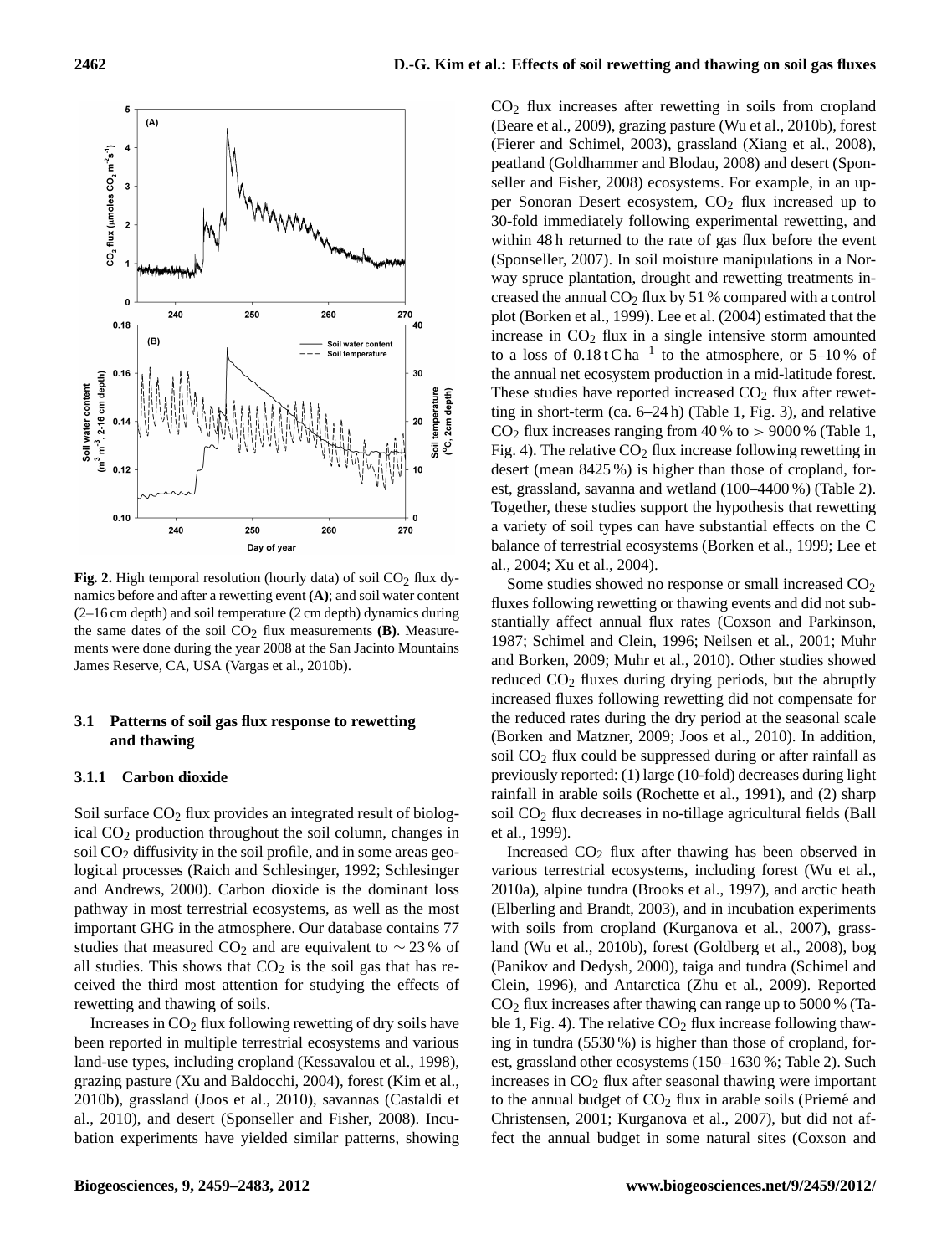**Fig. 2.** High temporal resolution (hourly data) of soil $CO_2$ flux dynamics before and after a rewetting event **(A)**; and soil water content (2–16 cm depth) and soil temperature (2 cm depth) dynamics during the same dates of the soil $CO_2$ flux measurements **(B)**. Measurements were done during the year 2008 at the San Jacinto Mountains James Reserve, CA, USA (Vargas et al., 2010b).

### 3.1 Patterns of soil gas flux response to rewetting and thawing

#### 3.1.1 Carbon dioxide

Soil surface $CO_2$ flux provides an integrated result of biological $CO_2$ production throughout the soil column, changes in soil $CO_2$ diffusivity in the soil profile, and in some areas geological processes (Raich and Schlesinger, 1992; Schlesinger and Andrews, 2000). Carbon dioxide is the dominant loss pathway in most terrestrial ecosystems, as well as the most important GHG in the atmosphere. Our database contains 77 studies that measured $CO_2$ and are equivalent to $\sim 23\,\%$ of all studies. This shows that $CO_2$ is the soil gas that has received the third most attention for studying the effects of rewetting and thawing of soils.

Increases in $CO_2$ flux following rewetting of dry soils have been reported in multiple terrestrial ecosystems and various land-use types, including cropland (Kessavalou et al., 1998), grazing pasture (Xu and Baldocchi, 2004), forest (Kim et al., 2010b), grassland (Joos et al., 2010), savannas (Castaldi et al., 2010), and desert (Sponseller and Fisher, 2008). Incubation experiments have yielded similar patterns, showing $CO_2$ flux increases after rewetting in soils from cropland (Beare et al., 2009), grazing pasture (Wu et al., 2010b), forest (Fierer and Schimel, 2003), grassland (Xiang et al., 2008), peatland (Goldhammer and Blodau, 2008) and desert (Sponseller and Fisher, 2008) ecosystems. For example, in an upper Sonoran Desert ecosystem, $CO_2$ flux increased up to 30-fold immediately following experimental rewetting, and within 48 h returned to the rate of gas flux before the event (Sponseller, 2007). In soil moisture manipulations in a Norway spruce plantation, drought and rewetting treatments increased the annual $CO_2$ flux by 51 % compared with a control plot (Borken et al., 1999). Lee et al. (2004) estimated that the increase in $CO_2$ flux in a single intensive storm amounted to a loss of $0.18\,\mathrm{t\,C\,ha^{-1}}$ to the atmosphere, or 5–10 % of the annual net ecosystem production in a mid-latitude forest. These studies have reported increased $CO_2$ flux after rewetting in short-term (ca. 6–24 h) (Table 1, Fig. 3), and relative $CO_2$ flux increases ranging from 40 % to > 9000 % (Table 1, Fig. 4). The relative $CO_2$ flux increase following rewetting in desert (mean 8425 %) is higher than those of cropland, forest, grassland, savanna and wetland (100–4400 %) (Table 2). Together, these studies support the hypothesis that rewetting a variety of soil types can have substantial effects on the C balance of terrestrial ecosystems (Borken et al., 1999; Lee et al., 2004; Xu et al., 2004).

Some studies showed no response or small increased $CO_2$ fluxes following rewetting or thawing events and did not substantially affect annual flux rates (Coxson and Parkinson, 1987; Schimel and Clein, 1996; Neilsen et al., 2001; Muhr and Borken, 2009; Muhr et al., 2010). Other studies showed reduced $CO_2$ fluxes during drying periods, but the abruptly increased fluxes following rewetting did not compensate for the reduced rates during the dry period at the seasonal scale (Borken and Matzner, 2009; Joos et al., 2010). In addition, soil $CO_2$ flux could be suppressed during or after rainfall as previously reported: (1) large (10-fold) decreases during light rainfall in arable soils (Rochette et al., 1991), and (2) sharp soil $CO_2$ flux decreases in no-tillage agricultural fields (Ball et al., 1999).

Increased $CO_2$ flux after thawing has been observed in various terrestrial ecosystems, including forest (Wu et al., 2010a), alpine tundra (Brooks et al., 1997), and arctic heath (Elberling and Brandt, 2003), and in incubation experiments with soils from cropland (Kurganova et al., 2007), grassland (Wu et al., 2010b), forest (Goldberg et al., 2008), bog (Panikov and Dedysh, 2000), taiga and tundra (Schimel and Clein, 1996), and Antarctica (Zhu et al., 2009). Reported $CO_2$ flux increases after thawing can range up to 5000 % (Table 1, Fig. 4). The relative $CO_2$ flux increase following thawing in tundra (5530 %) is higher than those of cropland, forest, grassland other ecosystems (150–1630 %; Table 2). Such increases in $CO_2$ flux after seasonal thawing were important to the annual budget of $CO_2$ flux in arable soils (Priemé and Christensen, 2001; Kurganova et al., 2007), but did not affect the annual budget in some natural sites (Coxson and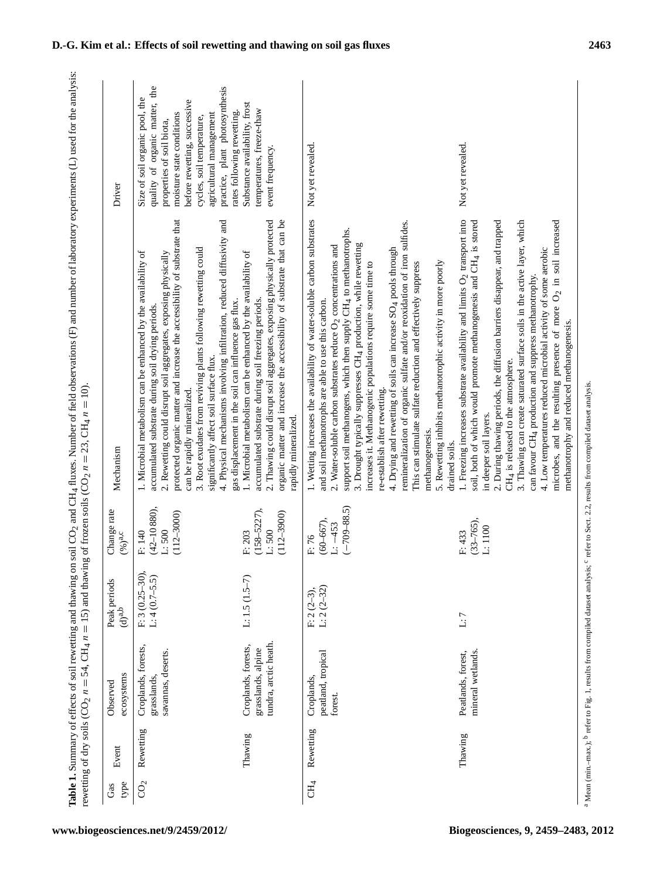**Table 1.** Summary of effects of soil rewetting and thawing on soil $CO_2$ and $CH_4$ fluxes. Number of field observations (F) and number of laboratory experiments (L) used for the analysis: rewetting of dry soils ($CO_2$ $n = 54$, $CH_4$ $n = 15$) and thawing of frozen soils ($CO_2$ $n = 23$, $CH_4$ $n = 10$).

| Gas type | Event | Observed ecosystems | Peak periods (d)[a,b] | Change rate (%)[a,c] | Mechanism | Driver |
|---|---|---|---|---|---|---|
| $CO_2$ | Rewetting | Croplands, forests, grasslands, savannas, deserts. | F: 3 (0.25–30), L: 4 (0.7–5.5) | F: 140 (42–10 880), L: 500 (112–3000) | 1. Microbial metabolism can be enhanced by the availability of accumulated substrate during soil drying periods. 2. Rewetting could disrupt soil aggregates, exposing physically protected organic matter and increase the accessibility of substrate that can be rapidly mineralized. 3. Root exudates from reviving plants following rewetting could significantly affect soil surface flux. 4. Physical mechanisms involving infiltration, reduced diffusivity and gas displacement in the soil can influence gas flux. | Size of soil organic pool, the quality of organic matter, the properties of soil biota, moisture state conditions before rewetting, successive cycles, soil temperature, agricultural management practice, plant photosynthesis rates following rewetting. |
| | Thawing | Croplands, forests, grasslands, alpine tundra, arctic heath. | L: 1.5 (1.5–7) | F: 203 (158–5227), L: 500 (112–3900) | 1. Microbial metabolism can be enhanced by the availability of accumulated substrate during soil freezing periods. 2. Thawing could disrupt soil aggregates, exposing physically protected organic matter and increase the accessibility of substrate that can be rapidly mineralized. | Substance availability, frost temperatures, freeze-thaw event frequency. |
| $CH_4$ | Rewetting | Croplands, peatland, tropical forest. | F: 2 (2–3), L: 2 (2–32) | F: 76 (60–667), L: −453 (−709–88.5) | 1. Wetting increases the availability of water-soluble carbon substrates and soil methanotrophs are able to use this carbon. 2. Water-soluble carbon substrates reduce $O_2$ concentrations and support soil methanogens, which then supply $CH_4$ to methanotrophs. 3. Drought typically suppresses $CH_4$ production, while rewetting increases it. Methanogenic populations require some time to re-establish after rewetting. 4. Drying and rewetting of soils can increase $SO_4$ pools through remineralization of organic sulfate and/or reoxidation of iron sulfides. This can stimulate sulfate reduction and effectively suppress methanogenesis. 5. Rewetting inhibits methanotrophic activity in more poorly drained soils. | Not yet revealed. |
| | Thawing | Peatlands, forest, mineral wetlands. | L: 7 | F: 433 (33–765), L: 1100 | 1. Freezing increases substrate availability and limits $O_2$ transport into soil, both of which would promote methanogenesis and $CH_4$ is stored in deeper soil layers. 2. During thawing periods, the diffusion barriers disappear, and trapped $CH_4$ is released to the atmosphere. 3. Thawing can create saturated surface soils in the active layer, which can favour $CH_4$ production and suppress methanotrophy. 4. Low temperatures reduced microbial activity of some aerobic microbes, and the resulting presence of more $O_2$ in soil increased methanotrophy and reduced methanogenesis. | Not yet revealed. |

[a] Mean (min.–max.); [b] refer to Fig. 1, results from compiled dataset analysis; [c] refer to Sect. 2.2, results from compiled dataset analysis.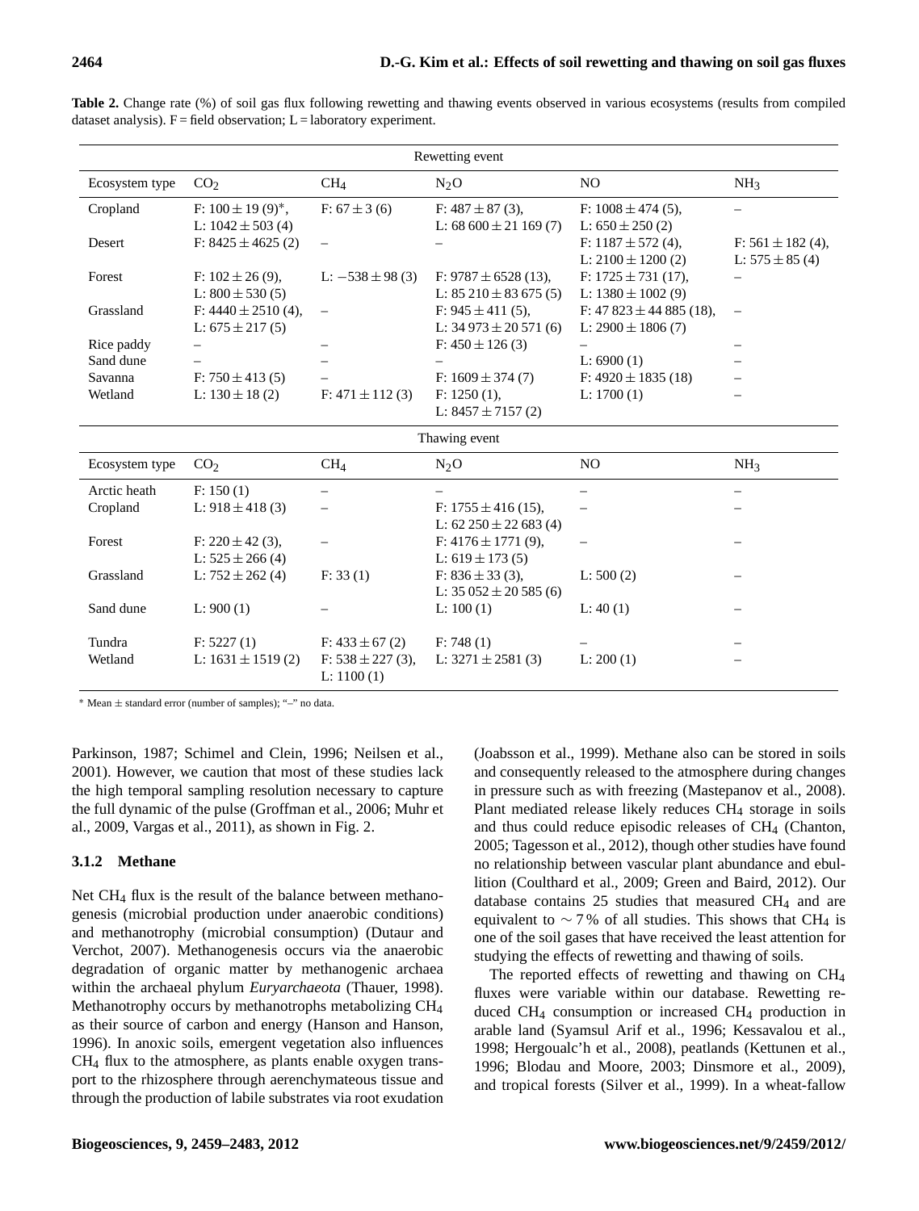**Table 2.** Change rate (%) of soil gas flux following rewetting and thawing events observed in various ecosystems (results from compiled dataset analysis). F = field observation; L = laboratory experiment.

| Rewetting event | | | | | |
|---|---|---|---|---|---|
| Ecosystem type | $CO_2$ | $CH_4$ | $N_2O$ | NO | $NH_3$ |
| Cropland | F: 100 ± 19 (9)*, L: 1042 ± 503 (4) | F: 67 ± 3 (6) | F: 487 ± 87 (3), L: 68 600 ± 21 169 (7) | F: 1008 ± 474 (5), L: 650 ± 250 (2) | – |
| Desert | F: 8425 ± 4625 (2) | – | – | F: 1187 ± 572 (4), L: 2100 ± 1200 (2) | F: 561 ± 182 (4), L: 575 ± 85 (4) |
| Forest | F: 102 ± 26 (9), L: 800 ± 530 (5) | L: −538 ± 98 (3) | F: 9787 ± 6528 (13), L: 85 210 ± 83 675 (5) | F: 1725 ± 731 (17), L: 1380 ± 1002 (9) | – |
| Grassland | F: 4440 ± 2510 (4), L: 675 ± 217 (5) | – | F: 945 ± 411 (5), L: 34 973 ± 20 571 (6) | F: 47 823 ± 44 885 (18), L: 2900 ± 1806 (7) | – |
| Rice paddy | – | – | F: 450 ± 126 (3) | – | – |
| Sand dune | – | – | – | L: 6900 (1) | – |
| Savanna | F: 750 ± 413 (5) | – | F: 1609 ± 374 (7) | F: 4920 ± 1835 (18) | – |
| Wetland | L: 130 ± 18 (2) | F: 471 ± 112 (3) | F: 1250 (1), L: 8457 ± 7157 (2) | L: 1700 (1) | – |
| **Thawing event** | | | | | |
| Ecosystem type | $CO_2$ | $CH_4$ | $N_2O$ | NO | $NH_3$ |
| Arctic heath | F: 150 (1) | – | – | – | – |
| Cropland | L: 918 ± 418 (3) | – | F: 1755 ± 416 (15), L: 62 250 ± 22 683 (4) | – | – |
| Forest | F: 220 ± 42 (3), L: 525 ± 266 (4) | – | F: 4176 ± 1771 (9), L: 619 ± 173 (5) | – | – |
| Grassland | L: 752 ± 262 (4) | F: 33 (1) | F: 836 ± 33 (3), L: 35 052 ± 20 585 (6) | L: 500 (2) | – |
| Sand dune | L: 900 (1) | – | L: 100 (1) | L: 40 (1) | – |
| Tundra | F: 5227 (1) | F: 433 ± 67 (2) | F: 748 (1) | – | – |
| Wetland | L: 1631 ± 1519 (2) | F: 538 ± 227 (3), L: 1100 (1) | L: 3271 ± 2581 (3) | L: 200 (1) | – |

* Mean ± standard error (number of samples); "–" no data.

Parkinson, 1987; Schimel and Clein, 1996; Neilsen et al., 2001). However, we caution that most of these studies lack the high temporal sampling resolution necessary to capture the full dynamic of the pulse (Groffman et al., 2006; Muhr et al., 2009, Vargas et al., 2011), as shown in Fig. 2.

### 3.1.2 Methane

Net $CH_4$ flux is the result of the balance between methanogenesis (microbial production under anaerobic conditions) and methanotrophy (microbial consumption) (Dutaur and Verchot, 2007). Methanogenesis occurs via the anaerobic degradation of organic matter by methanogenic archaea within the archaeal phylum *Euryarchaeota* (Thauer, 1998). Methanotrophy occurs by methanotrophs metabolizing $CH_4$ as their source of carbon and energy (Hanson and Hanson, 1996). In anoxic soils, emergent vegetation also influences $CH_4$ flux to the atmosphere, as plants enable oxygen transport to the rhizosphere through aerenchymateous tissue and through the production of labile substrates via root exudation (Joabsson et al., 1999). Methane also can be stored in soils and consequently released to the atmosphere during changes in pressure such as with freezing (Mastepanov et al., 2008). Plant mediated release likely reduces $CH_4$ storage in soils and thus could reduce episodic releases of $CH_4$ (Chanton, 2005; Tagesson et al., 2012), though other studies have found no relationship between vascular plant abundance and ebullition (Coulthard et al., 2009; Green and Baird, 2012). Our database contains 25 studies that measured $CH_4$ and are equivalent to ~ 7 % of all studies. This shows that $CH_4$ is one of the soil gases that have received the least attention for studying the effects of rewetting and thawing of soils.

The reported effects of rewetting and thawing on $CH_4$ fluxes were variable within our database. Rewetting reduced $CH_4$ consumption or increased $CH_4$ production in arable land (Syamsul Arif et al., 1996; Kessavalou et al., 1998; Hergoualc'h et al., 2008), peatlands (Kettunen et al., 1996; Blodau and Moore, 2003; Dinsmore et al., 2009), and tropical forests (Silver et al., 1999). In a wheat-fallow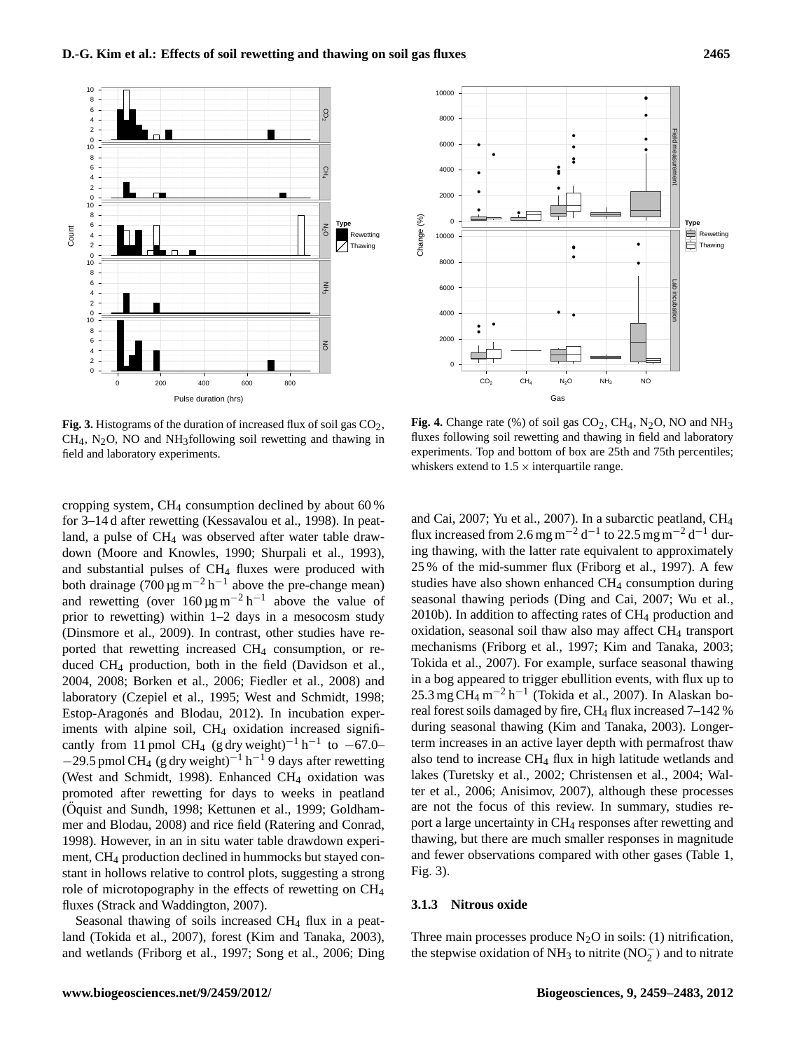**Fig. 3.** Histograms of the duration of increased flux of soil gas $CO_2$, $CH_4$, $N_2O$, NO and $NH_3$following soil rewetting and thawing in field and laboratory experiments.

**Fig. 4.** Change rate (%) of soil gas $CO_2$, $CH_4$, $N_2O$, NO and $NH_3$ fluxes following soil rewetting and thawing in field and laboratory experiments. Top and bottom of box are 25th and 75th percentiles; whiskers extend to $1.5 \times$ interquartile range.

cropping system, $CH_4$ consumption declined by about 60 % for 3–14 d after rewetting (Kessavalou et al., 1998). In peatland, a pulse of $CH_4$ was observed after water table drawdown (Moore and Knowles, 1990; Shurpali et al., 1993), and substantial pulses of $CH_4$ fluxes were produced with both drainage (700 $\mu g\, m^{-2}\, h^{-1}$ above the pre-change mean) and rewetting (over 160 $\mu g\, m^{-2}\, h^{-1}$ above the value of prior to rewetting) within 1–2 days in a mesocosm study (Dinsmore et al., 2009). In contrast, other studies have reported that rewetting increased $CH_4$ consumption, or reduced $CH_4$ production, both in the field (Davidson et al., 2004, 2008; Borken et al., 2006; Fiedler et al., 2008) and laboratory (Czepiel et al., 1995; West and Schmidt, 1998; Estop-Aragonés and Blodau, 2012). In incubation experiments with alpine soil, $CH_4$ oxidation increased significantly from 11 pmol $CH_4$ (g dry weight)$^{-1}$ $h^{-1}$ to $-67.0$–$-29.5$ pmol $CH_4$ (g dry weight)$^{-1}$ $h^{-1}$ 9 days after rewetting (West and Schmidt, 1998). Enhanced $CH_4$ oxidation was promoted after rewetting for days to weeks in peatland (Öquist and Sundh, 1998; Kettunen et al., 1999; Goldhammer and Blodau, 2008) and rice field (Ratering and Conrad, 1998). However, in an in situ water table drawdown experiment, $CH_4$ production declined in hummocks but stayed constant in hollows relative to control plots, suggesting a strong role of microtopography in the effects of rewetting on $CH_4$ fluxes (Strack and Waddington, 2007).

Seasonal thawing of soils increased $CH_4$ flux in a peatland (Tokida et al., 2007), forest (Kim and Tanaka, 2003), and wetlands (Friborg et al., 1997; Song et al., 2006; Ding and Cai, 2007; Yu et al., 2007). In a subarctic peatland, $CH_4$ flux increased from 2.6 $mg\, m^{-2}\, d^{-1}$ to 22.5 $mg\, m^{-2}\, d^{-1}$ during thawing, with the latter rate equivalent to approximately 25 % of the mid-summer flux (Friborg et al., 1997). A few studies have also shown enhanced $CH_4$ consumption during seasonal thawing periods (Ding and Cai, 2007; Wu et al., 2010b). In addition to affecting rates of $CH_4$ production and oxidation, seasonal soil thaw also may affect $CH_4$ transport mechanisms (Friborg et al., 1997; Kim and Tanaka, 2003; Tokida et al., 2007). For example, surface seasonal thawing in a bog appeared to trigger ebullition events, with flux up to 25.3 $mg\, CH_4\, m^{-2}\, h^{-1}$ (Tokida et al., 2007). In Alaskan boreal forest soils damaged by fire, $CH_4$ flux increased 7–142 % during seasonal thawing (Kim and Tanaka, 2003). Longer-term increases in an active layer depth with permafrost thaw also tend to increase $CH_4$ flux in high latitude wetlands and lakes (Turetsky et al., 2002; Christensen et al., 2004; Walter et al., 2006; Anisimov, 2007), although these processes are not the focus of this review. In summary, studies report a large uncertainty in $CH_4$ responses after rewetting and thawing, but there are much smaller responses in magnitude and fewer observations compared with other gases (Table 1, Fig. 3).

### 3.1.3 Nitrous oxide

Three main processes produce $N_2O$ in soils: (1) nitrification, the stepwise oxidation of $NH_3$ to nitrite ($NO_2^-$) and to nitrate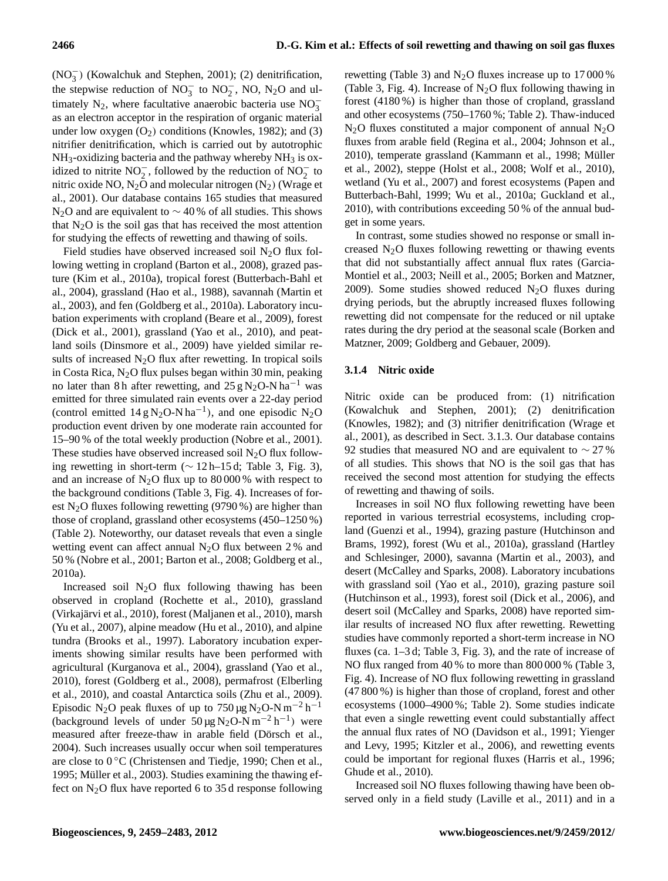$(NO_3^-)$ (Kowalchuk and Stephen, 2001); (2) denitrification, the stepwise reduction of $NO_3^-$ to $NO_2^-$, NO, $N_2O$ and ultimately $N_2$, where facultative anaerobic bacteria use $NO_3^-$ as an electron acceptor in the respiration of organic material under low oxygen $(O_2)$ conditions (Knowles, 1982); and (3) nitrifier denitrification, which is carried out by autotrophic $NH_3$-oxidizing bacteria and the pathway whereby $NH_3$ is oxidized to nitrite $NO_2^-$, followed by the reduction of $NO_2^-$ to nitric oxide NO, $N_2O$ and molecular nitrogen $(N_2)$ (Wrage et al., 2001). Our database contains 165 studies that measured $N_2O$ and are equivalent to $\sim 40\,\%$ of all studies. This shows that $N_2O$ is the soil gas that has received the most attention for studying the effects of rewetting and thawing of soils.

Field studies have observed increased soil $N_2O$ flux following wetting in cropland (Barton et al., 2008), grazed pasture (Kim et al., 2010a), tropical forest (Butterbach-Bahl et al., 2004), grassland (Hao et al., 1988), savannah (Martin et al., 2003), and fen (Goldberg et al., 2010a). Laboratory incubation experiments with cropland (Beare et al., 2009), forest (Dick et al., 2001), grassland (Yao et al., 2010), and peatland soils (Dinsmore et al., 2009) have yielded similar results of increased $N_2O$ flux after rewetting. In tropical soils in Costa Rica, $N_2O$ flux pulses began within 30 min, peaking no later than 8 h after rewetting, and $25\,g\,N_2O\text{-}N\,ha^{-1}$ was emitted for three simulated rain events over a 22-day period (control emitted $14\,g\,N_2O\text{-}N\,ha^{-1}$), and one episodic $N_2O$ production event driven by one moderate rain accounted for 15–90 % of the total weekly production (Nobre et al., 2001). These studies have observed increased soil $N_2O$ flux following rewetting in short-term ($\sim$ 12 h–15 d; Table 3, Fig. 3), and an increase of $N_2O$ flux up to 80 000 % with respect to the background conditions (Table 3, Fig. 4). Increases of forest $N_2O$ fluxes following rewetting (9790 %) are higher than those of cropland, grassland other ecosystems (450–1250 %) (Table 2). Noteworthy, our dataset reveals that even a single wetting event can affect annual $N_2O$ flux between 2 % and 50 % (Nobre et al., 2001; Barton et al., 2008; Goldberg et al., 2010a).

Increased soil $N_2O$ flux following thawing has been observed in cropland (Rochette et al., 2010), grassland (Virkajärvi et al., 2010), forest (Maljanen et al., 2010), marsh (Yu et al., 2007), alpine meadow (Hu et al., 2010), and alpine tundra (Brooks et al., 1997). Laboratory incubation experiments showing similar results have been performed with agricultural (Kurganova et al., 2004), grassland (Yao et al., 2010), forest (Goldberg et al., 2008), permafrost (Elberling et al., 2010), and coastal Antarctica soils (Zhu et al., 2009). Episodic $N_2O$ peak fluxes of up to $750\,\mu g\,N_2O\text{-}N\,m^{-2}\,h^{-1}$ (background levels of under $50\,\mu g\,N_2O\text{-}N\,m^{-2}\,h^{-1}$) were measured after freeze-thaw in arable field (Dörsch et al., 2004). Such increases usually occur when soil temperatures are close to $0\,^{\circ}C$ (Christensen and Tiedje, 1990; Chen et al., 1995; Müller et al., 2003). Studies examining the thawing effect on $N_2O$ flux have reported 6 to 35 d response following rewetting (Table 3) and $N_2O$ fluxes increase up to 17 000 % (Table 3, Fig. 4). Increase of $N_2O$ flux following thawing in forest (4180 %) is higher than those of cropland, grassland and other ecosystems (750–1760 %; Table 2). Thaw-induced $N_2O$ fluxes constituted a major component of annual $N_2O$ fluxes from arable field (Regina et al., 2004; Johnson et al., 2010), temperate grassland (Kammann et al., 1998; Müller et al., 2002), steppe (Holst et al., 2008; Wolf et al., 2010), wetland (Yu et al., 2007) and forest ecosystems (Papen and Butterbach-Bahl, 1999; Wu et al., 2010a; Guckland et al., 2010), with contributions exceeding 50 % of the annual budget in some years.

In contrast, some studies showed no response or small increased $N_2O$ fluxes following rewetting or thawing events that did not substantially affect annual flux rates (Garcia-Montiel et al., 2003; Neill et al., 2005; Borken and Matzner, 2009). Some studies showed reduced $N_2O$ fluxes during drying periods, but the abruptly increased fluxes following rewetting did not compensate for the reduced or nil uptake rates during the dry period at the seasonal scale (Borken and Matzner, 2009; Goldberg and Gebauer, 2009).

#### 3.1.4 Nitric oxide

Nitric oxide can be produced from: (1) nitrification (Kowalchuk and Stephen, 2001); (2) denitrification (Knowles, 1982); and (3) nitrifier denitrification (Wrage et al., 2001), as described in Sect. 3.1.3. Our database contains 92 studies that measured NO and are equivalent to $\sim 27\,\%$ of all studies. This shows that NO is the soil gas that has received the second most attention for studying the effects of rewetting and thawing of soils.

Increases in soil NO flux following rewetting have been reported in various terrestrial ecosystems, including cropland (Guenzi et al., 1994), grazing pasture (Hutchinson and Brams, 1992), forest (Wu et al., 2010a), grassland (Hartley and Schlesinger, 2000), savanna (Martin et al., 2003), and desert (McCalley and Sparks, 2008). Laboratory incubations with grassland soil (Yao et al., 2010), grazing pasture soil (Hutchinson et al., 1993), forest soil (Dick et al., 2006), and desert soil (McCalley and Sparks, 2008) have reported similar results of increased NO flux after rewetting. Rewetting studies have commonly reported a short-term increase in NO fluxes (ca. 1–3 d; Table 3, Fig. 3), and the rate of increase of NO flux ranged from 40 % to more than 800 000 % (Table 3, Fig. 4). Increase of NO flux following rewetting in grassland (47 800 %) is higher than those of cropland, forest and other ecosystems (1000–4900 %; Table 2). Some studies indicate that even a single rewetting event could substantially affect the annual flux rates of NO (Davidson et al., 1991; Yienger and Levy, 1995; Kitzler et al., 2006), and rewetting events could be important for regional fluxes (Harris et al., 1996; Ghude et al., 2010).

Increased soil NO fluxes following thawing have been observed only in a field study (Laville et al., 2011) and in a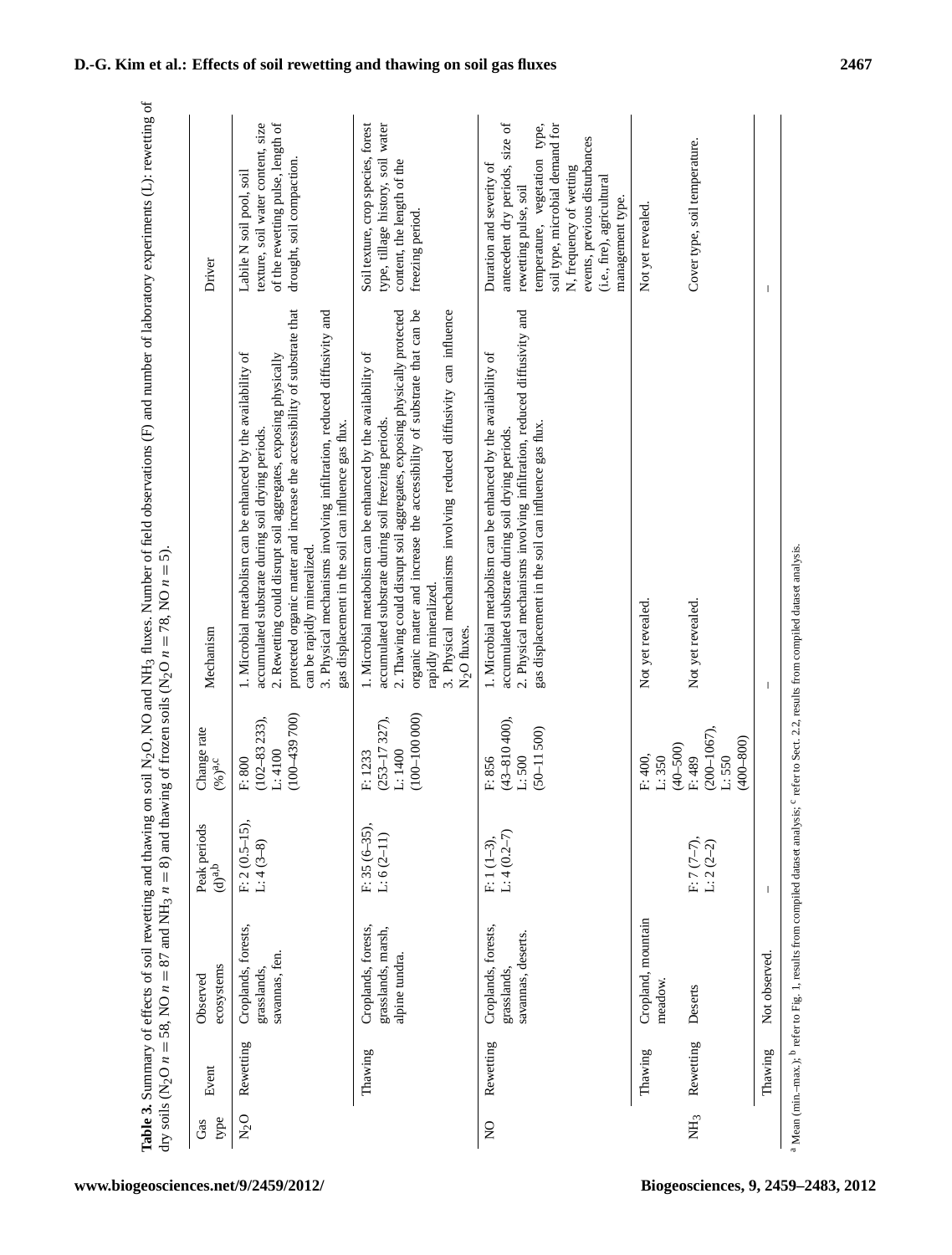**Table 3.** Summary of effects of soil rewetting and thawing on soil $N_2O$, NO and $NH_3$ fluxes. Number of field observations (F) and number of laboratory experiments (L): rewetting of dry soils ($N_2O$ $n = 58$, NO $n = 87$ and $NH_3$ $n = 8$) and thawing of frozen soils ($N_2O$ $n = 78$, NO $n = 5$).

| Gas type | Event | Observed ecosystems | Peak periods (d)[a,b] | Change rate (%)[a,c] | Mechanism | Driver |
|---|---|---|---|---|---|---|
| $N_2O$ | Rewetting | Croplands, forests, grasslands, savannas, fen. | F: 2 (0.5–15), L: 4 (3–8) | F: 800 (102–83 233), L: 4100 (100–439 700) | 1. Microbial metabolism can be enhanced by the availability of accumulated substrate during soil drying periods. 2. Rewetting could disrupt soil aggregates, exposing physically protected organic matter and increase the accessibility of substrate that can be rapidly mineralized. 3. Physical mechanisms involving infiltration, reduced diffusivity and gas displacement in the soil can influence gas flux. | Labile N soil pool, soil texture, soil water content, size of the rewetting pulse, length of drought, soil compaction. |
| | Thawing | Croplands, forests, grasslands, marsh, alpine tundra. | F: 35 (6–35), L: 6 (2–11) | F: 1233 (253–17 327), L: 1400 (100–100 000) | 1. Microbial metabolism can be enhanced by the availability of accumulated substrate during soil freezing periods. 2. Thawing could disrupt soil aggregates, exposing physically protected organic matter and increase the accessibility of substrate that can be rapidly mineralized. 3. Physical mechanisms involving reduced diffusivity can influence $N_2O$ fluxes. | Soil texture, crop species, forest type, tillage history, soil water content, the length of the freezing period. |
| NO | Rewetting | Croplands, forests, grasslands, savannas, deserts. | F: 1 (1–3), L: 4 (0.2–7) | F: 856 (43–810 400), L: 500 (50–11 500) | 1. Microbial metabolism can be enhanced by the availability of accumulated substrate during soil drying periods. 2. Physical mechanisms involving infiltration, reduced diffusivity and gas displacement in the soil can influence gas flux. | Duration and severity of antecedent dry periods, size of rewetting pulse, soil temperature, vegetation type, soil type, microbial demand for N, frequency of wetting events, previous disturbances (i.e., fire), agricultural management type. |
| | Thawing | Cropland, mountain meadow. | | F: 400, L: 350 (40–500) | Not yet revealed. | Not yet revealed. |
| $NH_3$ | Rewetting | Deserts | F: 7 (7–7), L: 2 (2–2) | F: 489 (200–1067), L: 550 (400–800) | Not yet revealed. | Cover type, soil temperature. |
| | Thawing | Not observed. | – | – | – | – |

[a] Mean (min.–max.); [b] refer to Fig. 1, results from compiled dataset analysis; [c] refer to Sect. 2.2, results from compiled dataset analysis.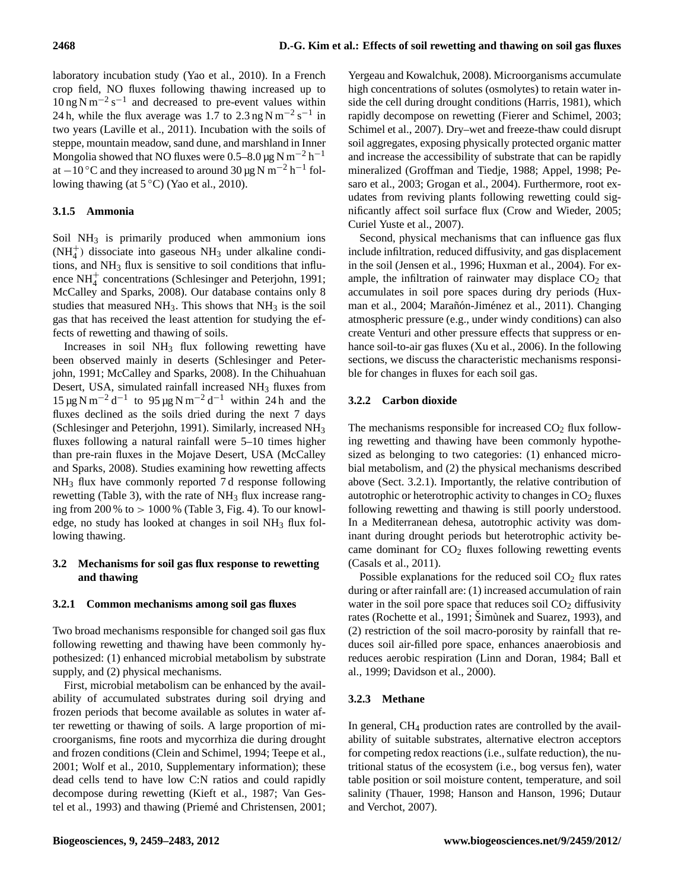laboratory incubation study (Yao et al., 2010). In a French crop field, NO fluxes following thawing increased up to $10\,\text{ng N m}^{-2}\,\text{s}^{-1}$ and decreased to pre-event values within 24 h, while the flux average was 1.7 to $2.3\,\text{ng N m}^{-2}\,\text{s}^{-1}$ in two years (Laville et al., 2011). Incubation with the soils of steppe, mountain meadow, sand dune, and marshland in Inner Mongolia showed that NO fluxes were $0.5–8.0\,\mu\text{g N m}^{-2}\,\text{h}^{-1}$ at $-10\,^{\circ}\text{C}$ and they increased to around $30\,\mu\text{g N m}^{-2}\,\text{h}^{-1}$ following thawing (at $5\,^{\circ}\text{C}$) (Yao et al., 2010).

#### 3.1.5 Ammonia

Soil $NH_3$ is primarily produced when ammonium ions ($NH_4^+$) dissociate into gaseous $NH_3$ under alkaline conditions, and $NH_3$ flux is sensitive to soil conditions that influence $NH_4^+$ concentrations (Schlesinger and Peterjohn, 1991; McCalley and Sparks, 2008). Our database contains only 8 studies that measured $NH_3$. This shows that $NH_3$ is the soil gas that has received the least attention for studying the effects of rewetting and thawing of soils.

Increases in soil $NH_3$ flux following rewetting have been observed mainly in deserts (Schlesinger and Peterjohn, 1991; McCalley and Sparks, 2008). In the Chihuahuan Desert, USA, simulated rainfall increased $NH_3$ fluxes from $15\,\mu\text{g N m}^{-2}\,\text{d}^{-1}$ to $95\,\mu\text{g N m}^{-2}\,\text{d}^{-1}$ within 24 h and the fluxes declined as the soils dried during the next 7 days (Schlesinger and Peterjohn, 1991). Similarly, increased $NH_3$ fluxes following a natural rainfall were 5–10 times higher than pre-rain fluxes in the Mojave Desert, USA (McCalley and Sparks, 2008). Studies examining how rewetting affects $NH_3$ flux have commonly reported 7 d response following rewetting (Table 3), with the rate of $NH_3$ flux increase ranging from 200 % to > 1000 % (Table 3, Fig. 4). To our knowledge, no study has looked at changes in soil $NH_3$ flux following thawing.

### 3.2 Mechanisms for soil gas flux response to rewetting and thawing

#### 3.2.1 Common mechanisms among soil gas fluxes

Two broad mechanisms responsible for changed soil gas flux following rewetting and thawing have been commonly hypothesized: (1) enhanced microbial metabolism by substrate supply, and (2) physical mechanisms.

First, microbial metabolism can be enhanced by the availability of accumulated substrates during soil drying and frozen periods that become available as solutes in water after rewetting or thawing of soils. A large proportion of microorganisms, fine roots and mycorrhiza die during drought and frozen conditions (Clein and Schimel, 1994; Teepe et al., 2001; Wolf et al., 2010, Supplementary information); these dead cells tend to have low C:N ratios and could rapidly decompose during rewetting (Kieft et al., 1987; Van Gestel et al., 1993) and thawing (Priemé and Christensen, 2001; Yergeau and Kowalchuk, 2008). Microorganisms accumulate high concentrations of solutes (osmolytes) to retain water inside the cell during drought conditions (Harris, 1981), which rapidly decompose on rewetting (Fierer and Schimel, 2003; Schimel et al., 2007). Dry–wet and freeze-thaw could disrupt soil aggregates, exposing physically protected organic matter and increase the accessibility of substrate that can be rapidly mineralized (Groffman and Tiedje, 1988; Appel, 1998; Pesaro et al., 2003; Grogan et al., 2004). Furthermore, root exudates from reviving plants following rewetting could significantly affect soil surface flux (Crow and Wieder, 2005; Curiel Yuste et al., 2007).

Second, physical mechanisms that can influence gas flux include infiltration, reduced diffusivity, and gas displacement in the soil (Jensen et al., 1996; Huxman et al., 2004). For example, the infiltration of rainwater may displace $CO_2$ that accumulates in soil pore spaces during dry periods (Huxman et al., 2004; Marañón-Jiménez et al., 2011). Changing atmospheric pressure (e.g., under windy conditions) can also create Venturi and other pressure effects that suppress or enhance soil-to-air gas fluxes (Xu et al., 2006). In the following sections, we discuss the characteristic mechanisms responsible for changes in fluxes for each soil gas.

#### 3.2.2 Carbon dioxide

The mechanisms responsible for increased $CO_2$ flux following rewetting and thawing have been commonly hypothesized as belonging to two categories: (1) enhanced microbial metabolism, and (2) the physical mechanisms described above (Sect. 3.2.1). Importantly, the relative contribution of autotrophic or heterotrophic activity to changes in $CO_2$ fluxes following rewetting and thawing is still poorly understood. In a Mediterranean dehesa, autotrophic activity was dominant during drought periods but heterotrophic activity became dominant for $CO_2$ fluxes following rewetting events (Casals et al., 2011).

Possible explanations for the reduced soil $CO_2$ flux rates during or after rainfall are: (1) increased accumulation of rain water in the soil pore space that reduces soil $CO_2$ diffusivity rates (Rochette et al., 1991; Šimùnek and Suarez, 1993), and (2) restriction of the soil macro-porosity by rainfall that reduces soil air-filled pore space, enhances anaerobiosis and reduces aerobic respiration (Linn and Doran, 1984; Ball et al., 1999; Davidson et al., 2000).

#### 3.2.3 Methane

In general, $CH_4$ production rates are controlled by the availability of suitable substrates, alternative electron acceptors for competing redox reactions (i.e., sulfate reduction), the nutritional status of the ecosystem (i.e., bog versus fen), water table position or soil moisture content, temperature, and soil salinity (Thauer, 1998; Hanson and Hanson, 1996; Dutaur and Verchot, 2007).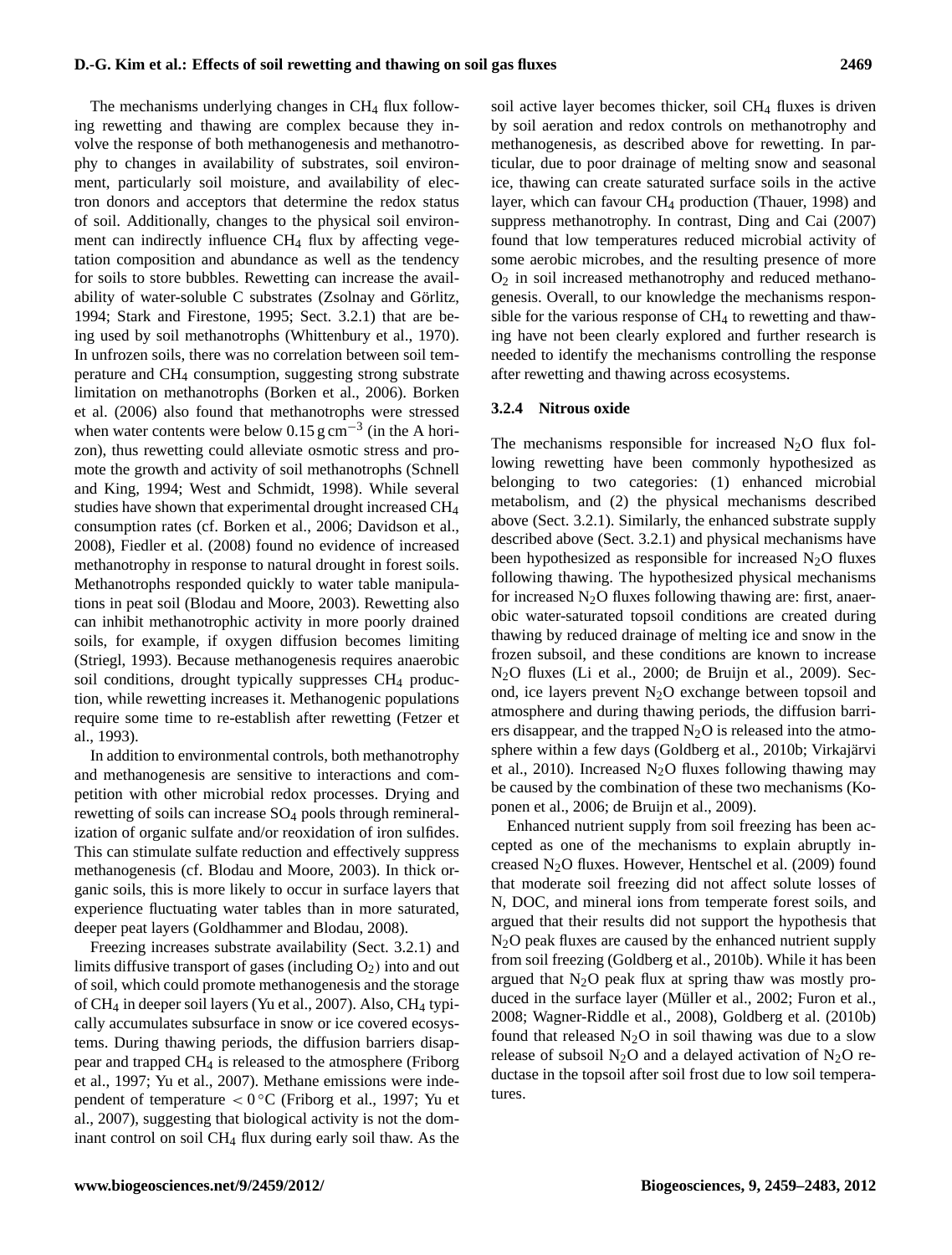The mechanisms underlying changes in $CH_4$ flux following rewetting and thawing are complex because they involve the response of both methanogenesis and methanotrophy to changes in availability of substrates, soil environment, particularly soil moisture, and availability of electron donors and acceptors that determine the redox status of soil. Additionally, changes to the physical soil environment can indirectly influence $CH_4$ flux by affecting vegetation composition and abundance as well as the tendency for soils to store bubbles. Rewetting can increase the availability of water-soluble C substrates (Zsolnay and Görlitz, 1994; Stark and Firestone, 1995; Sect. 3.2.1) that are being used by soil methanotrophs (Whittenbury et al., 1970). In unfrozen soils, there was no correlation between soil temperature and $CH_4$ consumption, suggesting strong substrate limitation on methanotrophs (Borken et al., 2006). Borken et al. (2006) also found that methanotrophs were stressed when water contents were below $0.15\,g\,cm^{-3}$ (in the A horizon), thus rewetting could alleviate osmotic stress and promote the growth and activity of soil methanotrophs (Schnell and King, 1994; West and Schmidt, 1998). While several studies have shown that experimental drought increased $CH_4$ consumption rates (cf. Borken et al., 2006; Davidson et al., 2008), Fiedler et al. (2008) found no evidence of increased methanotrophy in response to natural drought in forest soils. Methanotrophs responded quickly to water table manipulations in peat soil (Blodau and Moore, 2003). Rewetting also can inhibit methanotrophic activity in more poorly drained soils, for example, if oxygen diffusion becomes limiting (Striegl, 1993). Because methanogenesis requires anaerobic soil conditions, drought typically suppresses $CH_4$ production, while rewetting increases it. Methanogenic populations require some time to re-establish after rewetting (Fetzer et al., 1993).

In addition to environmental controls, both methanotrophy and methanogenesis are sensitive to interactions and competition with other microbial redox processes. Drying and rewetting of soils can increase $SO_4$ pools through remineralization of organic sulfate and/or reoxidation of iron sulfides. This can stimulate sulfate reduction and effectively suppress methanogenesis (cf. Blodau and Moore, 2003). In thick organic soils, this is more likely to occur in surface layers that experience fluctuating water tables than in more saturated, deeper peat layers (Goldhammer and Blodau, 2008).

Freezing increases substrate availability (Sect. 3.2.1) and limits diffusive transport of gases (including $O_2$) into and out of soil, which could promote methanogenesis and the storage of $CH_4$ in deeper soil layers (Yu et al., 2007). Also, $CH_4$ typically accumulates subsurface in snow or ice covered ecosystems. During thawing periods, the diffusion barriers disappear and trapped $CH_4$ is released to the atmosphere (Friborg et al., 1997; Yu et al., 2007). Methane emissions were independent of temperature $< 0\,°C$ (Friborg et al., 1997; Yu et al., 2007), suggesting that biological activity is not the dominant control on soil $CH_4$ flux during early soil thaw. As the soil active layer becomes thicker, soil $CH_4$ fluxes is driven by soil aeration and redox controls on methanotrophy and methanogenesis, as described above for rewetting. In particular, due to poor drainage of melting snow and seasonal ice, thawing can create saturated surface soils in the active layer, which can favour $CH_4$ production (Thauer, 1998) and suppress methanotrophy. In contrast, Ding and Cai (2007) found that low temperatures reduced microbial activity of some aerobic microbes, and the resulting presence of more $O_2$ in soil increased methanotrophy and reduced methanogenesis. Overall, to our knowledge the mechanisms responsible for the various response of $CH_4$ to rewetting and thawing have not been clearly explored and further research is needed to identify the mechanisms controlling the response after rewetting and thawing across ecosystems.

#### 3.2.4 Nitrous oxide

The mechanisms responsible for increased $N_2O$ flux following rewetting have been commonly hypothesized as belonging to two categories: (1) enhanced microbial metabolism, and (2) the physical mechanisms described above (Sect. 3.2.1). Similarly, the enhanced substrate supply described above (Sect. 3.2.1) and physical mechanisms have been hypothesized as responsible for increased $N_2O$ fluxes following thawing. The hypothesized physical mechanisms for increased $N_2O$ fluxes following thawing are: first, anaerobic water-saturated topsoil conditions are created during thawing by reduced drainage of melting ice and snow in the frozen subsoil, and these conditions are known to increase $N_2O$ fluxes (Li et al., 2000; de Bruijn et al., 2009). Second, ice layers prevent $N_2O$ exchange between topsoil and atmosphere and during thawing periods, the diffusion barriers disappear, and the trapped $N_2O$ is released into the atmosphere within a few days (Goldberg et al., 2010b; Virkajärvi et al., 2010). Increased $N_2O$ fluxes following thawing may be caused by the combination of these two mechanisms (Koponen et al., 2006; de Bruijn et al., 2009).

Enhanced nutrient supply from soil freezing has been accepted as one of the mechanisms to explain abruptly increased $N_2O$ fluxes. However, Hentschel et al. (2009) found that moderate soil freezing did not affect solute losses of N, DOC, and mineral ions from temperate forest soils, and argued that their results did not support the hypothesis that $N_2O$ peak fluxes are caused by the enhanced nutrient supply from soil freezing (Goldberg et al., 2010b). While it has been argued that $N_2O$ peak flux at spring thaw was mostly produced in the surface layer (Müller et al., 2002; Furon et al., 2008; Wagner-Riddle et al., 2008), Goldberg et al. (2010b) found that released $N_2O$ in soil thawing was due to a slow release of subsoil $N_2O$ and a delayed activation of $N_2O$ reductase in the topsoil after soil frost due to low soil temperatures.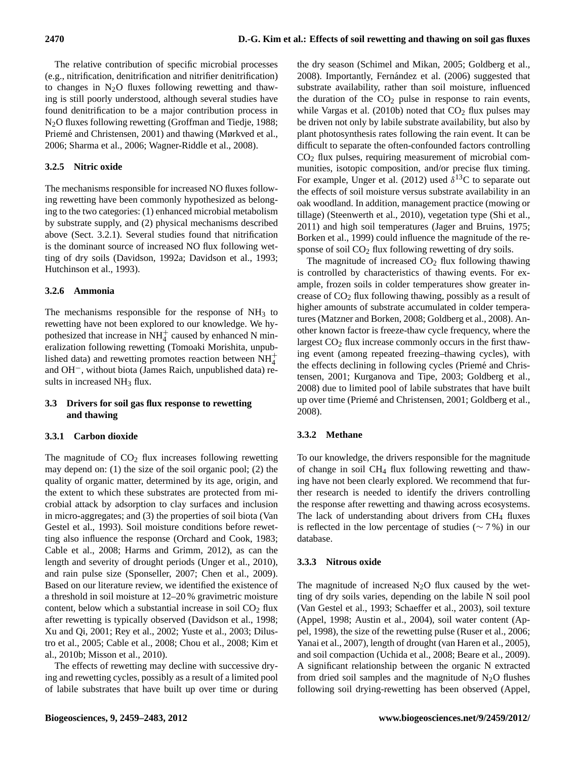The relative contribution of specific microbial processes (e.g., nitrification, denitrification and nitrifier denitrification) to changes in $N_2O$ fluxes following rewetting and thawing is still poorly understood, although several studies have found denitrification to be a major contribution process in $N_2O$ fluxes following rewetting (Groffman and Tiedje, 1988; Priemé and Christensen, 2001) and thawing (Mørkved et al., 2006; Sharma et al., 2006; Wagner-Riddle et al., 2008).

### 3.2.5 Nitric oxide

The mechanisms responsible for increased NO fluxes following rewetting have been commonly hypothesized as belonging to the two categories: (1) enhanced microbial metabolism by substrate supply, and (2) physical mechanisms described above (Sect. 3.2.1). Several studies found that nitrification is the dominant source of increased NO flux following wetting of dry soils (Davidson, 1992a; Davidson et al., 1993; Hutchinson et al., 1993).

### 3.2.6 Ammonia

The mechanisms responsible for the response of $NH_3$ to rewetting have not been explored to our knowledge. We hypothesized that increase in $NH_4^+$ caused by enhanced N mineralization following rewetting (Tomoaki Morishita, unpublished data) and rewetting promotes reaction between $NH_4^+$ and $OH^-$, without biota (James Raich, unpublished data) results in increased $NH_3$ flux.

## 3.3 Drivers for soil gas flux response to rewetting and thawing

### 3.3.1 Carbon dioxide

The magnitude of $CO_2$ flux increases following rewetting may depend on: (1) the size of the soil organic pool; (2) the quality of organic matter, determined by its age, origin, and the extent to which these substrates are protected from microbial attack by adsorption to clay surfaces and inclusion in micro-aggregates; and (3) the properties of soil biota (Van Gestel et al., 1993). Soil moisture conditions before rewetting also influence the response (Orchard and Cook, 1983; Cable et al., 2008; Harms and Grimm, 2012), as can the length and severity of drought periods (Unger et al., 2010), and rain pulse size (Sponseller, 2007; Chen et al., 2009). Based on our literature review, we identified the existence of a threshold in soil moisture at 12–20 % gravimetric moisture content, below which a substantial increase in soil $CO_2$ flux after rewetting is typically observed (Davidson et al., 1998; Xu and Qi, 2001; Rey et al., 2002; Yuste et al., 2003; Dilustro et al., 2005; Cable et al., 2008; Chou et al., 2008; Kim et al., 2010b; Misson et al., 2010).

The effects of rewetting may decline with successive drying and rewetting cycles, possibly as a result of a limited pool of labile substrates that have built up over time or during the dry season (Schimel and Mikan, 2005; Goldberg et al., 2008). Importantly, Fernández et al. (2006) suggested that substrate availability, rather than soil moisture, influenced the duration of the $CO_2$ pulse in response to rain events, while Vargas et al. (2010b) noted that $CO_2$ flux pulses may be driven not only by labile substrate availability, but also by plant photosynthesis rates following the rain event. It can be difficult to separate the often-confounded factors controlling $CO_2$ flux pulses, requiring measurement of microbial communities, isotopic composition, and/or precise flux timing. For example, Unger et al. (2012) used $\delta^{13}C$ to separate out the effects of soil moisture versus substrate availability in an oak woodland. In addition, management practice (mowing or tillage) (Steenwerth et al., 2010), vegetation type (Shi et al., 2011) and high soil temperatures (Jager and Bruins, 1975; Borken et al., 1999) could influence the magnitude of the response of soil $CO_2$ flux following rewetting of dry soils.

The magnitude of increased $CO_2$ flux following thawing is controlled by characteristics of thawing events. For example, frozen soils in colder temperatures show greater increase of $CO_2$ flux following thawing, possibly as a result of higher amounts of substrate accumulated in colder temperatures (Matzner and Borken, 2008; Goldberg et al., 2008). Another known factor is freeze-thaw cycle frequency, where the largest $CO_2$ flux increase commonly occurs in the first thawing event (among repeated freezing–thawing cycles), with the effects declining in following cycles (Priemé and Christensen, 2001; Kurganova and Tipe, 2003; Goldberg et al., 2008) due to limited pool of labile substrates that have built up over time (Priemé and Christensen, 2001; Goldberg et al., 2008).

### 3.3.2 Methane

To our knowledge, the drivers responsible for the magnitude of change in soil $CH_4$ flux following rewetting and thawing have not been clearly explored. We recommend that further research is needed to identify the drivers controlling the response after rewetting and thawing across ecosystems. The lack of understanding about drivers from $CH_4$ fluxes is reflected in the low percentage of studies ($\sim 7$ %) in our database.

### 3.3.3 Nitrous oxide

The magnitude of increased $N_2O$ flux caused by the wetting of dry soils varies, depending on the labile N soil pool (Van Gestel et al., 1993; Schaeffer et al., 2003), soil texture (Appel, 1998; Austin et al., 2004), soil water content (Appel, 1998), the size of the rewetting pulse (Ruser et al., 2006; Yanai et al., 2007), length of drought (van Haren et al., 2005), and soil compaction (Uchida et al., 2008; Beare et al., 2009). A significant relationship between the organic N extracted from dried soil samples and the magnitude of $N_2O$ flushes following soil drying-rewetting has been observed (Appel,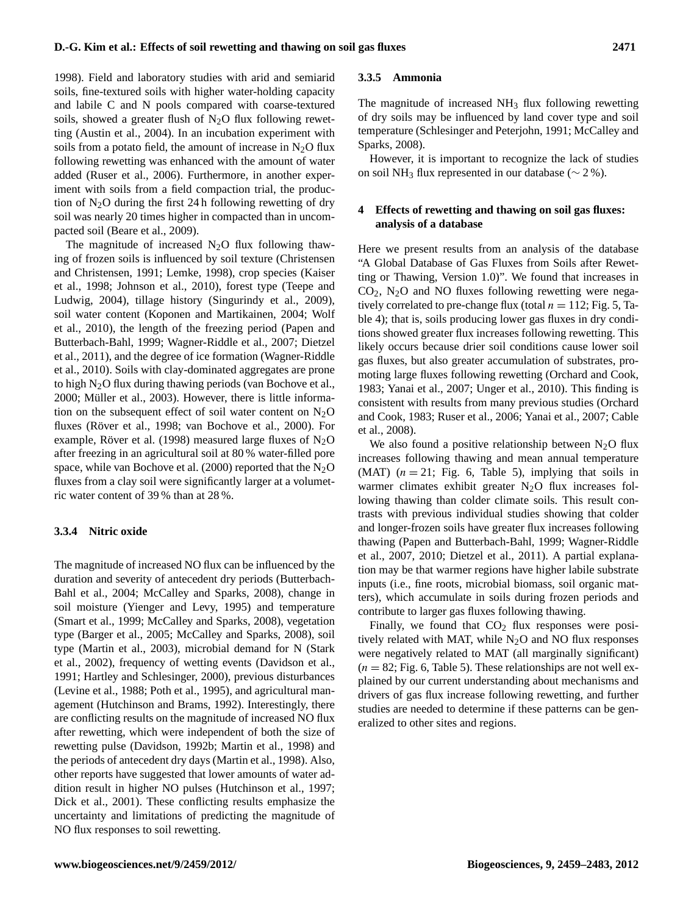1998). Field and laboratory studies with arid and semiarid soils, fine-textured soils with higher water-holding capacity and labile C and N pools compared with coarse-textured soils, showed a greater flush of $N_2O$ flux following rewetting (Austin et al., 2004). In an incubation experiment with soils from a potato field, the amount of increase in $N_2O$ flux following rewetting was enhanced with the amount of water added (Ruser et al., 2006). Furthermore, in another experiment with soils from a field compaction trial, the production of $N_2O$ during the first 24 h following rewetting of dry soil was nearly 20 times higher in compacted than in uncompacted soil (Beare et al., 2009).

The magnitude of increased $N_2O$ flux following thawing of frozen soils is influenced by soil texture (Christensen and Christensen, 1991; Lemke, 1998), crop species (Kaiser et al., 1998; Johnson et al., 2010), forest type (Teepe and Ludwig, 2004), tillage history (Singurindy et al., 2009), soil water content (Koponen and Martikainen, 2004; Wolf et al., 2010), the length of the freezing period (Papen and Butterbach-Bahl, 1999; Wagner-Riddle et al., 2007; Dietzel et al., 2011), and the degree of ice formation (Wagner-Riddle et al., 2010). Soils with clay-dominated aggregates are prone to high $N_2O$ flux during thawing periods (van Bochove et al., 2000; Müller et al., 2003). However, there is little information on the subsequent effect of soil water content on $N_2O$ fluxes (Röver et al., 1998; van Bochove et al., 2000). For example, Röver et al. (1998) measured large fluxes of $N_2O$ after freezing in an agricultural soil at 80 % water-filled pore space, while van Bochove et al. (2000) reported that the $N_2O$ fluxes from a clay soil were significantly larger at a volumetric water content of 39 % than at 28 %.

#### 3.3.4 Nitric oxide

The magnitude of increased NO flux can be influenced by the duration and severity of antecedent dry periods (Butterbach-Bahl et al., 2004; McCalley and Sparks, 2008), change in soil moisture (Yienger and Levy, 1995) and temperature (Smart et al., 1999; McCalley and Sparks, 2008), vegetation type (Barger et al., 2005; McCalley and Sparks, 2008), soil type (Martin et al., 2003), microbial demand for N (Stark et al., 2002), frequency of wetting events (Davidson et al., 1991; Hartley and Schlesinger, 2000), previous disturbances (Levine et al., 1988; Poth et al., 1995), and agricultural management (Hutchinson and Brams, 1992). Interestingly, there are conflicting results on the magnitude of increased NO flux after rewetting, which were independent of both the size of rewetting pulse (Davidson, 1992b; Martin et al., 1998) and the periods of antecedent dry days (Martin et al., 1998). Also, other reports have suggested that lower amounts of water addition result in higher NO pulses (Hutchinson et al., 1997; Dick et al., 2001). These conflicting results emphasize the uncertainty and limitations of predicting the magnitude of NO flux responses to soil rewetting.

#### 3.3.5 Ammonia

The magnitude of increased $NH_3$ flux following rewetting of dry soils may be influenced by land cover type and soil temperature (Schlesinger and Peterjohn, 1991; McCalley and Sparks, 2008).

However, it is important to recognize the lack of studies on soil $NH_3$ flux represented in our database ($\sim 2$ %).

## 4 Effects of rewetting and thawing on soil gas fluxes: analysis of a database

Here we present results from an analysis of the database "A Global Database of Gas Fluxes from Soils after Rewetting or Thawing, Version 1.0)". We found that increases in $CO_2$, $N_2O$ and NO fluxes following rewetting were negatively correlated to pre-change flux (total $n = 112$; Fig. 5, Table 4); that is, soils producing lower gas fluxes in dry conditions showed greater flux increases following rewetting. This likely occurs because drier soil conditions cause lower soil gas fluxes, but also greater accumulation of substrates, promoting large fluxes following rewetting (Orchard and Cook, 1983; Yanai et al., 2007; Unger et al., 2010). This finding is consistent with results from many previous studies (Orchard and Cook, 1983; Ruser et al., 2006; Yanai et al., 2007; Cable et al., 2008).

We also found a positive relationship between $N_2O$ flux increases following thawing and mean annual temperature (MAT) ($n = 21$; Fig. 6, Table 5), implying that soils in warmer climates exhibit greater $N_2O$ flux increases following thawing than colder climate soils. This result contrasts with previous individual studies showing that colder and longer-frozen soils have greater flux increases following thawing (Papen and Butterbach-Bahl, 1999; Wagner-Riddle et al., 2007, 2010; Dietzel et al., 2011). A partial explanation may be that warmer regions have higher labile substrate inputs (i.e., fine roots, microbial biomass, soil organic matters), which accumulate in soils during frozen periods and contribute to larger gas fluxes following thawing.

Finally, we found that $CO_2$ flux responses were positively related with MAT, while $N_2O$ and NO flux responses were negatively related to MAT (all marginally significant) ($n = 82$; Fig. 6, Table 5). These relationships are not well explained by our current understanding about mechanisms and drivers of gas flux increase following rewetting, and further studies are needed to determine if these patterns can be generalized to other sites and regions.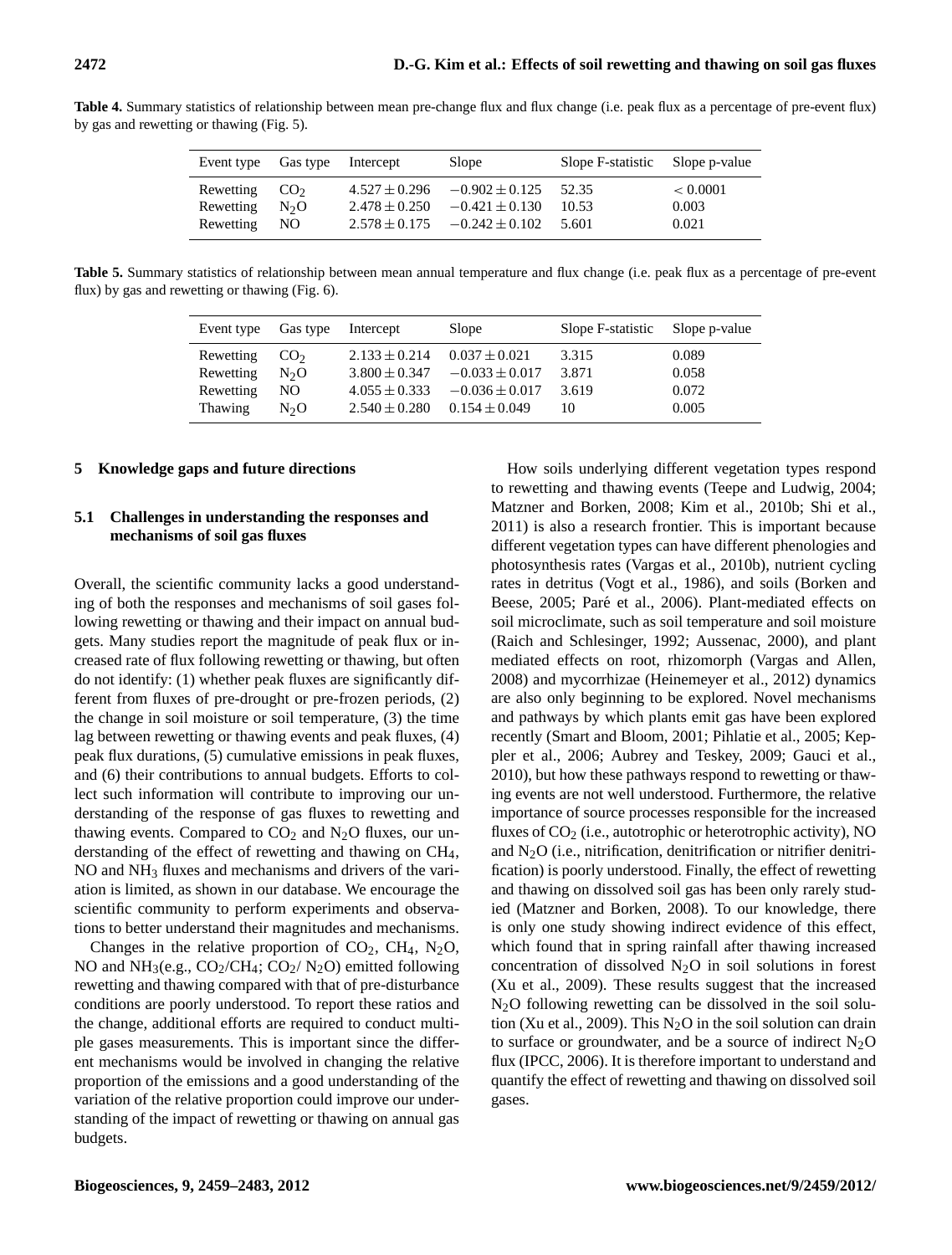**Table 4.** Summary statistics of relationship between mean pre-change flux and flux change (i.e. peak flux as a percentage of pre-event flux) by gas and rewetting or thawing (Fig. 5).

| Event type | Gas type | Intercept | Slope | Slope F-statistic | Slope p-value |
|---|---|---|---|---|---|
| Rewetting | $CO_2$ | $4.527 \pm 0.296$ | $-0.902 \pm 0.125$ | 52.35 | $< 0.0001$ |
| Rewetting | $N_2O$ | $2.478 \pm 0.250$ | $-0.421 \pm 0.130$ | 10.53 | 0.003 |
| Rewetting | NO | $2.578 \pm 0.175$ | $-0.242 \pm 0.102$ | 5.601 | 0.021 |

**Table 5.** Summary statistics of relationship between mean annual temperature and flux change (i.e. peak flux as a percentage of pre-event flux) by gas and rewetting or thawing (Fig. 6).

| Event type | Gas type | Intercept | Slope | Slope F-statistic | Slope p-value |
|---|---|---|---|---|---|
| Rewetting | $CO_2$ | $2.133 \pm 0.214$ | $0.037 \pm 0.021$ | 3.315 | 0.089 |
| Rewetting | $N_2O$ | $3.800 \pm 0.347$ | $-0.033 \pm 0.017$ | 3.871 | 0.058 |
| Rewetting | NO | $4.055 \pm 0.333$ | $-0.036 \pm 0.017$ | 3.619 | 0.072 |
| Thawing | $N_2O$ | $2.540 \pm 0.280$ | $0.154 \pm 0.049$ | 10 | 0.005 |

## 5 Knowledge gaps and future directions

### 5.1 Challenges in understanding the responses and mechanisms of soil gas fluxes

Overall, the scientific community lacks a good understanding of both the responses and mechanisms of soil gases following rewetting or thawing and their impact on annual budgets. Many studies report the magnitude of peak flux or increased rate of flux following rewetting or thawing, but often do not identify: (1) whether peak fluxes are significantly different from fluxes of pre-drought or pre-frozen periods, (2) the change in soil moisture or soil temperature, (3) the time lag between rewetting or thawing events and peak fluxes, (4) peak flux durations, (5) cumulative emissions in peak fluxes, and (6) their contributions to annual budgets. Efforts to collect such information will contribute to improving our understanding of the response of gas fluxes to rewetting and thawing events. Compared to $CO_2$ and $N_2O$ fluxes, our understanding of the effect of rewetting and thawing on $CH_4$, NO and $NH_3$ fluxes and mechanisms and drivers of the variation is limited, as shown in our database. We encourage the scientific community to perform experiments and observations to better understand their magnitudes and mechanisms.

Changes in the relative proportion of $CO_2$, $CH_4$, $N_2O$, NO and $NH_3$(e.g., $CO_2$/$CH_4$; $CO_2$/ $N_2O$) emitted following rewetting and thawing compared with that of pre-disturbance conditions are poorly understood. To report these ratios and the change, additional efforts are required to conduct multiple gases measurements. This is important since the different mechanisms would be involved in changing the relative proportion of the emissions and a good understanding of the variation of the relative proportion could improve our understanding of the impact of rewetting or thawing on annual gas budgets.

How soils underlying different vegetation types respond to rewetting and thawing events (Teepe and Ludwig, 2004; Matzner and Borken, 2008; Kim et al., 2010b; Shi et al., 2011) is also a research frontier. This is important because different vegetation types can have different phenologies and photosynthesis rates (Vargas et al., 2010b), nutrient cycling rates in detritus (Vogt et al., 1986), and soils (Borken and Beese, 2005; Paré et al., 2006). Plant-mediated effects on soil microclimate, such as soil temperature and soil moisture (Raich and Schlesinger, 1992; Aussenac, 2000), and plant mediated effects on root, rhizomorph (Vargas and Allen, 2008) and mycorrhizae (Heinemeyer et al., 2012) dynamics are also only beginning to be explored. Novel mechanisms and pathways by which plants emit gas have been explored recently (Smart and Bloom, 2001; Pihlatie et al., 2005; Keppler et al., 2006; Aubrey and Teskey, 2009; Gauci et al., 2010), but how these pathways respond to rewetting or thawing events are not well understood. Furthermore, the relative importance of source processes responsible for the increased fluxes of $CO_2$ (i.e., autotrophic or heterotrophic activity), NO and $N_2O$ (i.e., nitrification, denitrification or nitrifier denitrification) is poorly understood. Finally, the effect of rewetting and thawing on dissolved soil gas has been only rarely studied (Matzner and Borken, 2008). To our knowledge, there is only one study showing indirect evidence of this effect, which found that in spring rainfall after thawing increased concentration of dissolved $N_2O$ in soil solutions in forest (Xu et al., 2009). These results suggest that the increased $N_2O$ following rewetting can be dissolved in the soil solution (Xu et al., 2009). This $N_2O$ in the soil solution can drain to surface or groundwater, and be a source of indirect $N_2O$ flux (IPCC, 2006). It is therefore important to understand and quantify the effect of rewetting and thawing on dissolved soil gases.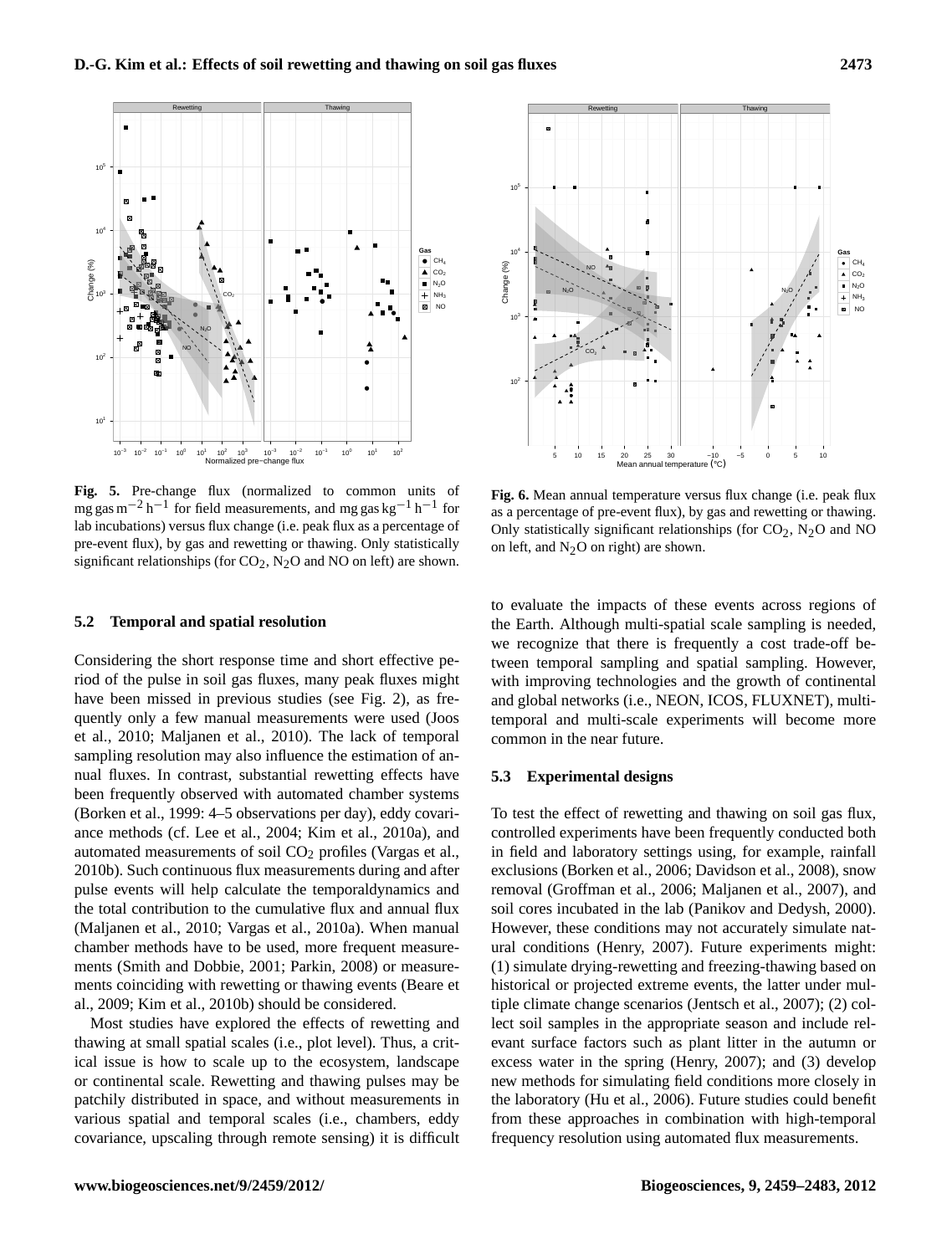**Fig. 5.** Pre-change flux (normalized to common units of $mg\,gas\,m^{-2}\,h^{-1}$ for field measurements, and $mg\,gas\,kg^{-1}\,h^{-1}$ for lab incubations) versus flux change (i.e. peak flux as a percentage of pre-event flux), by gas and rewetting or thawing. Only statistically significant relationships (for $CO_2$, $N_2O$ and NO on left) are shown.

**Fig. 6.** Mean annual temperature versus flux change (i.e. peak flux as a percentage of pre-event flux), by gas and rewetting or thawing. Only statistically significant relationships (for $CO_2$, $N_2O$ and NO on left, and $N_2O$ on right) are shown.

### 5.2 Temporal and spatial resolution

Considering the short response time and short effective period of the pulse in soil gas fluxes, many peak fluxes might have been missed in previous studies (see Fig. 2), as frequently only a few manual measurements were used (Joos et al., 2010; Maljanen et al., 2010). The lack of temporal sampling resolution may also influence the estimation of annual fluxes. In contrast, substantial rewetting effects have been frequently observed with automated chamber systems (Borken et al., 1999: 4–5 observations per day), eddy covariance methods (cf. Lee et al., 2004; Kim et al., 2010a), and automated measurements of soil $CO_2$ profiles (Vargas et al., 2010b). Such continuous flux measurements during and after pulse events will help calculate the temporaldynamics and the total contribution to the cumulative flux and annual flux (Maljanen et al., 2010; Vargas et al., 2010a). When manual chamber methods have to be used, more frequent measurements (Smith and Dobbie, 2001; Parkin, 2008) or measurements coinciding with rewetting or thawing events (Beare et al., 2009; Kim et al., 2010b) should be considered.

Most studies have explored the effects of rewetting and thawing at small spatial scales (i.e., plot level). Thus, a critical issue is how to scale up to the ecosystem, landscape or continental scale. Rewetting and thawing pulses may be patchily distributed in space, and without measurements in various spatial and temporal scales (i.e., chambers, eddy covariance, upscaling through remote sensing) it is difficult to evaluate the impacts of these events across regions of the Earth. Although multi-spatial scale sampling is needed, we recognize that there is frequently a cost trade-off between temporal sampling and spatial sampling. However, with improving technologies and the growth of continental and global networks (i.e., NEON, ICOS, FLUXNET), multi-temporal and multi-scale experiments will become more common in the near future.

### 5.3 Experimental designs

To test the effect of rewetting and thawing on soil gas flux, controlled experiments have been frequently conducted both in field and laboratory settings using, for example, rainfall exclusions (Borken et al., 2006; Davidson et al., 2008), snow removal (Groffman et al., 2006; Maljanen et al., 2007), and soil cores incubated in the lab (Panikov and Dedysh, 2000). However, these conditions may not accurately simulate natural conditions (Henry, 2007). Future experiments might: (1) simulate drying-rewetting and freezing-thawing based on historical or projected extreme events, the latter under multiple climate change scenarios (Jentsch et al., 2007); (2) collect soil samples in the appropriate season and include relevant surface factors such as plant litter in the autumn or excess water in the spring (Henry, 2007); and (3) develop new methods for simulating field conditions more closely in the laboratory (Hu et al., 2006). Future studies could benefit from these approaches in combination with high-temporal frequency resolution using automated flux measurements.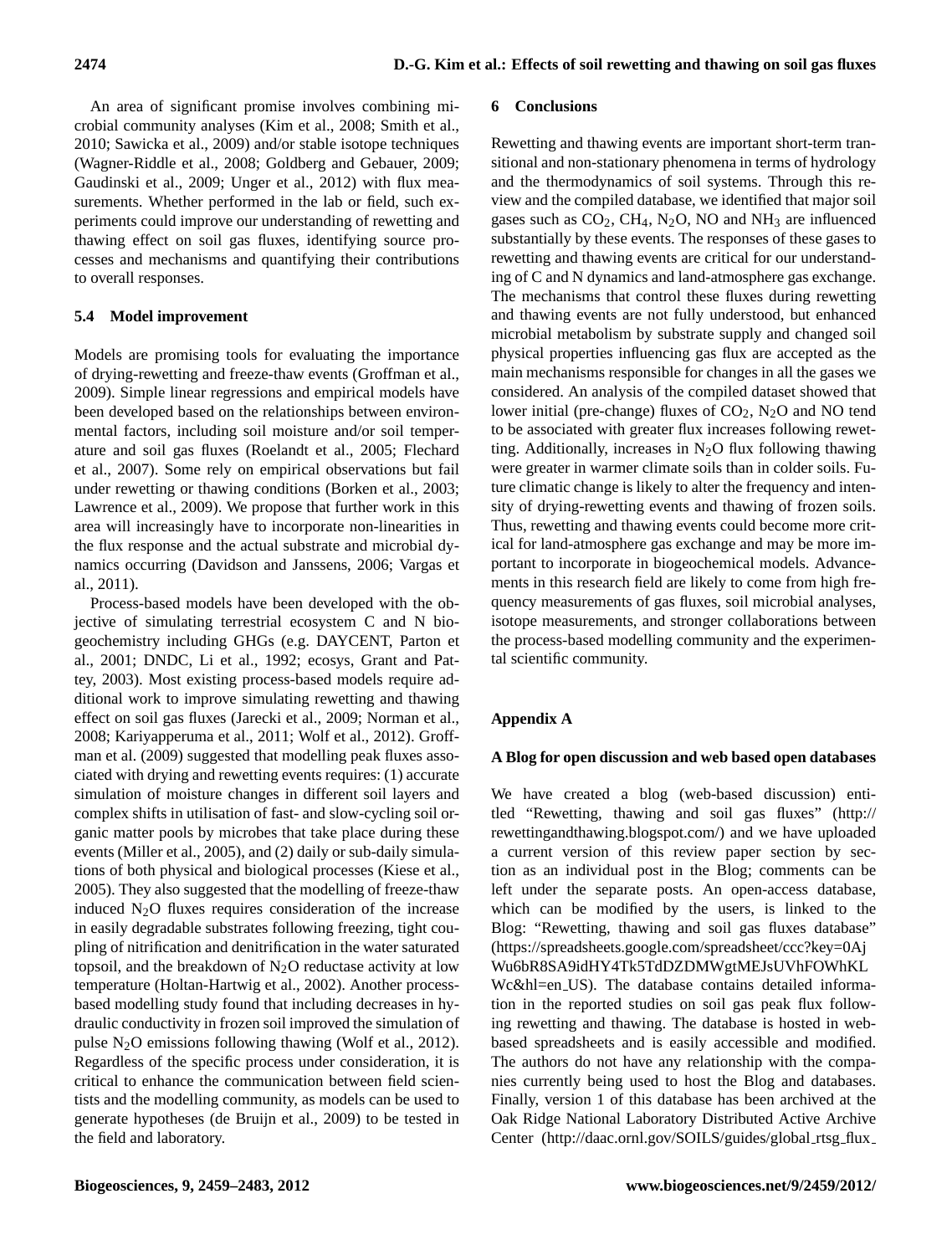An area of significant promise involves combining microbial community analyses (Kim et al., 2008; Smith et al., 2010; Sawicka et al., 2009) and/or stable isotope techniques (Wagner-Riddle et al., 2008; Goldberg and Gebauer, 2009; Gaudinski et al., 2009; Unger et al., 2012) with flux measurements. Whether performed in the lab or field, such experiments could improve our understanding of rewetting and thawing effect on soil gas fluxes, identifying source processes and mechanisms and quantifying their contributions to overall responses.

### 5.4 Model improvement

Models are promising tools for evaluating the importance of drying-rewetting and freeze-thaw events (Groffman et al., 2009). Simple linear regressions and empirical models have been developed based on the relationships between environmental factors, including soil moisture and/or soil temperature and soil gas fluxes (Roelandt et al., 2005; Flechard et al., 2007). Some rely on empirical observations but fail under rewetting or thawing conditions (Borken et al., 2003; Lawrence et al., 2009). We propose that further work in this area will increasingly have to incorporate non-linearities in the flux response and the actual substrate and microbial dynamics occurring (Davidson and Janssens, 2006; Vargas et al., 2011).

Process-based models have been developed with the objective of simulating terrestrial ecosystem C and N biogeochemistry including GHGs (e.g. DAYCENT, Parton et al., 2001; DNDC, Li et al., 1992; ecosys, Grant and Pattey, 2003). Most existing process-based models require additional work to improve simulating rewetting and thawing effect on soil gas fluxes (Jarecki et al., 2009; Norman et al., 2008; Kariyapperuma et al., 2011; Wolf et al., 2012). Groffman et al. (2009) suggested that modelling peak fluxes associated with drying and rewetting events requires: (1) accurate simulation of moisture changes in different soil layers and complex shifts in utilisation of fast- and slow-cycling soil organic matter pools by microbes that take place during these events (Miller et al., 2005), and (2) daily or sub-daily simulations of both physical and biological processes (Kiese et al., 2005). They also suggested that the modelling of freeze-thaw induced $N_2O$ fluxes requires consideration of the increase in easily degradable substrates following freezing, tight coupling of nitrification and denitrification in the water saturated topsoil, and the breakdown of $N_2O$ reductase activity at low temperature (Holtan-Hartwig et al., 2002). Another process-based modelling study found that including decreases in hydraulic conductivity in frozen soil improved the simulation of pulse $N_2O$ emissions following thawing (Wolf et al., 2012). Regardless of the specific process under consideration, it is critical to enhance the communication between field scientists and the modelling community, as models can be used to generate hypotheses (de Bruijn et al., 2009) to be tested in the field and laboratory.

## 6 Conclusions

Rewetting and thawing events are important short-term transitional and non-stationary phenomena in terms of hydrology and the thermodynamics of soil systems. Through this review and the compiled database, we identified that major soil gases such as $CO_2$, $CH_4$, $N_2O$, NO and $NH_3$ are influenced substantially by these events. The responses of these gases to rewetting and thawing events are critical for our understanding of C and N dynamics and land-atmosphere gas exchange. The mechanisms that control these fluxes during rewetting and thawing events are not fully understood, but enhanced microbial metabolism by substrate supply and changed soil physical properties influencing gas flux are accepted as the main mechanisms responsible for changes in all the gases we considered. An analysis of the compiled dataset showed that lower initial (pre-change) fluxes of $CO_2$, $N_2O$ and NO tend to be associated with greater flux increases following rewetting. Additionally, increases in $N_2O$ flux following thawing were greater in warmer climate soils than in colder soils. Future climatic change is likely to alter the frequency and intensity of drying-rewetting events and thawing of frozen soils. Thus, rewetting and thawing events could become more critical for land-atmosphere gas exchange and may be more important to incorporate in biogeochemical models. Advancements in this research field are likely to come from high frequency measurements of gas fluxes, soil microbial analyses, isotope measurements, and stronger collaborations between the process-based modelling community and the experimental scientific community.

## Appendix A

### A Blog for open discussion and web based open databases

We have created a blog (web-based discussion) entitled "Rewetting, thawing and soil gas fluxes" (http://rewettingandthawing.blogspot.com/) and we have uploaded a current version of this review paper section by section as an individual post in the Blog; comments can be left under the separate posts. An open-access database, which can be modified by the users, is linked to the Blog: "Rewetting, thawing and soil gas fluxes database" (https://spreadsheets.google.com/spreadsheet/ccc?key=0AjWu6bR8SA9idHY4Tk5TdDZDMWgtMEJsUVhFOWhKLWc&hl=en_US). The database contains detailed information in the reported studies on soil gas peak flux following rewetting and thawing. The database is hosted in web-based spreadsheets and is easily accessible and modified. The authors do not have any relationship with the companies currently being used to host the Blog and databases. Finally, version 1 of this database has been archived at the Oak Ridge National Laboratory Distributed Active Archive Center (http://daac.ornl.gov/SOILS/guides/global_rtsg_flux_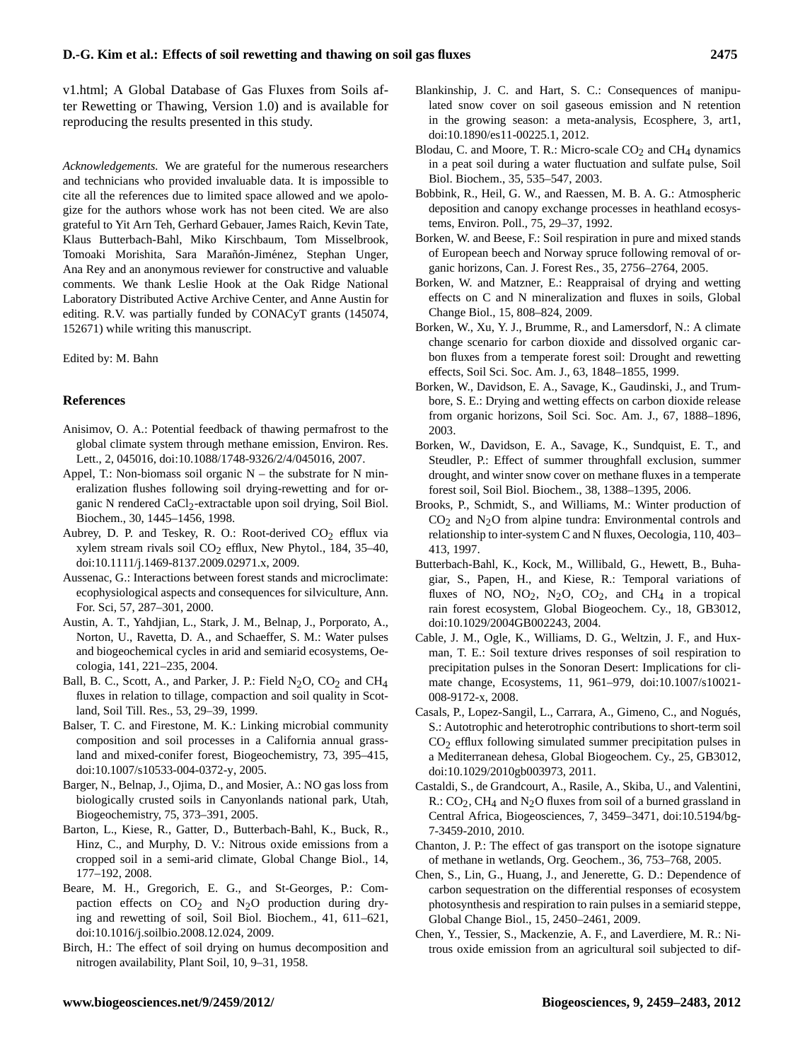v1.html; A Global Database of Gas Fluxes from Soils after Rewetting or Thawing, Version 1.0) and is available for reproducing the results presented in this study.

*Acknowledgements.* We are grateful for the numerous researchers and technicians who provided invaluable data. It is impossible to cite all the references due to limited space allowed and we apologize for the authors whose work has not been cited. We are also grateful to Yit Arn Teh, Gerhard Gebauer, James Raich, Kevin Tate, Klaus Butterbach-Bahl, Miko Kirschbaum, Tom Misselbrook, Tomoaki Morishita, Sara Marañón-Jiménez, Stephan Unger, Ana Rey and an anonymous reviewer for constructive and valuable comments. We thank Leslie Hook at the Oak Ridge National Laboratory Distributed Active Archive Center, and Anne Austin for editing. R.V. was partially funded by CONACyT grants (145074, 152671) while writing this manuscript.

Edited by: M. Bahn

## References

Anisimov, O. A.: Potential feedback of thawing permafrost to the global climate system through methane emission, Environ. Res. Lett., 2, 045016, doi:10.1088/1748-9326/2/4/045016, 2007.

Appel, T.: Non-biomass soil organic N – the substrate for N mineralization flushes following soil drying-rewetting and for organic N rendered $CaCl_2$-extractable upon soil drying, Soil Biol. Biochem., 30, 1445–1456, 1998.

Aubrey, D. P. and Teskey, R. O.: Root-derived $CO_2$ efflux via xylem stream rivals soil $CO_2$ efflux, New Phytol., 184, 35–40, doi:10.1111/j.1469-8137.2009.02971.x, 2009.

Aussenac, G.: Interactions between forest stands and microclimate: ecophysiological aspects and consequences for silviculture, Ann. For. Sci, 57, 287–301, 2000.

Austin, A. T., Yahdjian, L., Stark, J. M., Belnap, J., Porporato, A., Norton, U., Ravetta, D. A., and Schaeffer, S. M.: Water pulses and biogeochemical cycles in arid and semiarid ecosystems, Oecologia, 141, 221–235, 2004.

Ball, B. C., Scott, A., and Parker, J. P.: Field $N_2O$, $CO_2$ and $CH_4$ fluxes in relation to tillage, compaction and soil quality in Scotland, Soil Till. Res., 53, 29–39, 1999.

Balser, T. C. and Firestone, M. K.: Linking microbial community composition and soil processes in a California annual grassland and mixed-conifer forest, Biogeochemistry, 73, 395–415, doi:10.1007/s10533-004-0372-y, 2005.

Barger, N., Belnap, J., Ojima, D., and Mosier, A.: NO gas loss from biologically crusted soils in Canyonlands national park, Utah, Biogeochemistry, 75, 373–391, 2005.

Barton, L., Kiese, R., Gatter, D., Butterbach-Bahl, K., Buck, R., Hinz, C., and Murphy, D. V.: Nitrous oxide emissions from a cropped soil in a semi-arid climate, Global Change Biol., 14, 177–192, 2008.

Beare, M. H., Gregorich, E. G., and St-Georges, P.: Compaction effects on $CO_2$ and $N_2O$ production during drying and rewetting of soil, Soil Biol. Biochem., 41, 611–621, doi:10.1016/j.soilbio.2008.12.024, 2009.

Birch, H.: The effect of soil drying on humus decomposition and nitrogen availability, Plant Soil, 10, 9–31, 1958.

Blankinship, J. C. and Hart, S. C.: Consequences of manipulated snow cover on soil gaseous emission and N retention in the growing season: a meta-analysis, Ecosphere, 3, art1, doi:10.1890/es11-00225.1, 2012.

Blodau, C. and Moore, T. R.: Micro-scale $CO_2$ and $CH_4$ dynamics in a peat soil during a water fluctuation and sulfate pulse, Soil Biol. Biochem., 35, 535–547, 2003.

Bobbink, R., Heil, G. W., and Raessen, M. B. A. G.: Atmospheric deposition and canopy exchange processes in heathland ecosystems, Environ. Poll., 75, 29–37, 1992.

Borken, W. and Beese, F.: Soil respiration in pure and mixed stands of European beech and Norway spruce following removal of organic horizons, Can. J. Forest Res., 35, 2756–2764, 2005.

Borken, W. and Matzner, E.: Reappraisal of drying and wetting effects on C and N mineralization and fluxes in soils, Global Change Biol., 15, 808–824, 2009.

Borken, W., Xu, Y. J., Brumme, R., and Lamersdorf, N.: A climate change scenario for carbon dioxide and dissolved organic carbon fluxes from a temperate forest soil: Drought and rewetting effects, Soil Sci. Soc. Am. J., 63, 1848–1855, 1999.

Borken, W., Davidson, E. A., Savage, K., Gaudinski, J., and Trumbore, S. E.: Drying and wetting effects on carbon dioxide release from organic horizons, Soil Sci. Soc. Am. J., 67, 1888–1896, 2003.

Borken, W., Davidson, E. A., Savage, K., Sundquist, E. T., and Steudler, P.: Effect of summer throughfall exclusion, summer drought, and winter snow cover on methane fluxes in a temperate forest soil, Soil Biol. Biochem., 38, 1388–1395, 2006.

Brooks, P., Schmidt, S., and Williams, M.: Winter production of $CO_2$ and $N_2O$ from alpine tundra: Environmental controls and relationship to inter-system C and N fluxes, Oecologia, 110, 403–413, 1997.

Butterbach-Bahl, K., Kock, M., Willibald, G., Hewett, B., Buhagiar, S., Papen, H., and Kiese, R.: Temporal variations of fluxes of NO, $NO_2$, $N_2O$, $CO_2$, and $CH_4$ in a tropical rain forest ecosystem, Global Biogeochem. Cy., 18, GB3012, doi:10.1029/2004GB002243, 2004.

Cable, J. M., Ogle, K., Williams, D. G., Weltzin, J. F., and Huxman, T. E.: Soil texture drives responses of soil respiration to precipitation pulses in the Sonoran Desert: Implications for climate change, Ecosystems, 11, 961–979, doi:10.1007/s10021-008-9172-x, 2008.

Casals, P., Lopez-Sangil, L., Carrara, A., Gimeno, C., and Nogués, S.: Autotrophic and heterotrophic contributions to short-term soil $CO_2$ efflux following simulated summer precipitation pulses in a Mediterranean dehesa, Global Biogeochem. Cy., 25, GB3012, doi:10.1029/2010gb003973, 2011.

Castaldi, S., de Grandcourt, A., Rasile, A., Skiba, U., and Valentini, R.: $CO_2$, $CH_4$ and $N_2O$ fluxes from soil of a burned grassland in Central Africa, Biogeosciences, 7, 3459–3471, doi:10.5194/bg-7-3459-2010, 2010.

Chanton, J. P.: The effect of gas transport on the isotope signature of methane in wetlands, Org. Geochem., 36, 753–768, 2005.

Chen, S., Lin, G., Huang, J., and Jenerette, G. D.: Dependence of carbon sequestration on the differential responses of ecosystem photosynthesis and respiration to rain pulses in a semiarid steppe, Global Change Biol., 15, 2450–2461, 2009.

Chen, Y., Tessier, S., Mackenzie, A. F., and Laverdiere, M. R.: Nitrous oxide emission from an agricultural soil subjected to dif-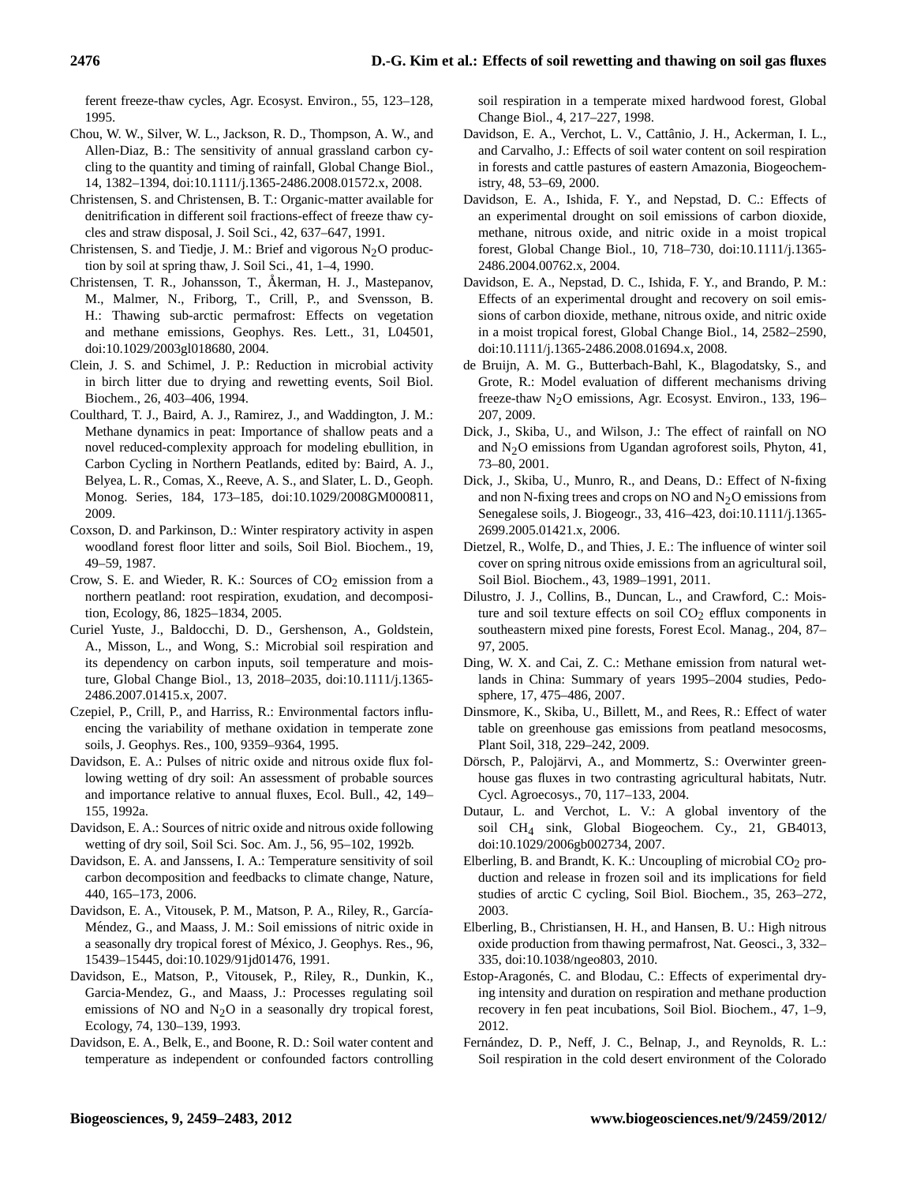ferent freeze-thaw cycles, Agr. Ecosyst. Environ., 55, 123–128, 1995.

Chou, W. W., Silver, W. L., Jackson, R. D., Thompson, A. W., and Allen-Diaz, B.: The sensitivity of annual grassland carbon cycling to the quantity and timing of rainfall, Global Change Biol., 14, 1382–1394, doi:10.1111/j.1365-2486.2008.01572.x, 2008.

Christensen, S. and Christensen, B. T.: Organic-matter available for denitrification in different soil fractions-effect of freeze thaw cycles and straw disposal, J. Soil Sci., 42, 637–647, 1991.

Christensen, S. and Tiedje, J. M.: Brief and vigorous $N_2O$ production by soil at spring thaw, J. Soil Sci., 41, 1–4, 1990.

Christensen, T. R., Johansson, T., Åkerman, H. J., Mastepanov, M., Malmer, N., Friborg, T., Crill, P., and Svensson, B. H.: Thawing sub-arctic permafrost: Effects on vegetation and methane emissions, Geophys. Res. Lett., 31, L04501, doi:10.1029/2003gl018680, 2004.

Clein, J. S. and Schimel, J. P.: Reduction in microbial activity in birch litter due to drying and rewetting events, Soil Biol. Biochem., 26, 403–406, 1994.

Coulthard, T. J., Baird, A. J., Ramirez, J., and Waddington, J. M.: Methane dynamics in peat: Importance of shallow peats and a novel reduced-complexity approach for modeling ebullition, in Carbon Cycling in Northern Peatlands, edited by: Baird, A. J., Belyea, L. R., Comas, X., Reeve, A. S., and Slater, L. D., Geoph. Monog. Series, 184, 173–185, doi:10.1029/2008GM000811, 2009.

Coxson, D. and Parkinson, D.: Winter respiratory activity in aspen woodland forest floor litter and soils, Soil Biol. Biochem., 19, 49–59, 1987.

Crow, S. E. and Wieder, R. K.: Sources of $CO_2$ emission from a northern peatland: root respiration, exudation, and decomposition, Ecology, 86, 1825–1834, 2005.

Curiel Yuste, J., Baldocchi, D. D., Gershenson, A., Goldstein, A., Misson, L., and Wong, S.: Microbial soil respiration and its dependency on carbon inputs, soil temperature and moisture, Global Change Biol., 13, 2018–2035, doi:10.1111/j.1365-2486.2007.01415.x, 2007.

Czepiel, P., Crill, P., and Harriss, R.: Environmental factors influencing the variability of methane oxidation in temperate zone soils, J. Geophys. Res., 100, 9359–9364, 1995.

Davidson, E. A.: Pulses of nitric oxide and nitrous oxide flux following wetting of dry soil: An assessment of probable sources and importance relative to annual fluxes, Ecol. Bull., 42, 149–155, 1992a.

Davidson, E. A.: Sources of nitric oxide and nitrous oxide following wetting of dry soil, Soil Sci. Soc. Am. J., 56, 95–102, 1992b.

Davidson, E. A. and Janssens, I. A.: Temperature sensitivity of soil carbon decomposition and feedbacks to climate change, Nature, 440, 165–173, 2006.

Davidson, E. A., Vitousek, P. M., Matson, P. A., Riley, R., García-Méndez, G., and Maass, J. M.: Soil emissions of nitric oxide in a seasonally dry tropical forest of México, J. Geophys. Res., 96, 15439–15445, doi:10.1029/91jd01476, 1991.

Davidson, E., Matson, P., Vitousek, P., Riley, R., Dunkin, K., Garcia-Mendez, G., and Maass, J.: Processes regulating soil emissions of NO and $N_2O$ in a seasonally dry tropical forest, Ecology, 74, 130–139, 1993.

Davidson, E. A., Belk, E., and Boone, R. D.: Soil water content and temperature as independent or confounded factors controlling soil respiration in a temperate mixed hardwood forest, Global Change Biol., 4, 217–227, 1998.

Davidson, E. A., Verchot, L. V., Cattânio, J. H., Ackerman, I. L., and Carvalho, J.: Effects of soil water content on soil respiration in forests and cattle pastures of eastern Amazonia, Biogeochemistry, 48, 53–69, 2000.

Davidson, E. A., Ishida, F. Y., and Nepstad, D. C.: Effects of an experimental drought on soil emissions of carbon dioxide, methane, nitrous oxide, and nitric oxide in a moist tropical forest, Global Change Biol., 10, 718–730, doi:10.1111/j.1365-2486.2004.00762.x, 2004.

Davidson, E. A., Nepstad, D. C., Ishida, F. Y., and Brando, P. M.: Effects of an experimental drought and recovery on soil emissions of carbon dioxide, methane, nitrous oxide, and nitric oxide in a moist tropical forest, Global Change Biol., 14, 2582–2590, doi:10.1111/j.1365-2486.2008.01694.x, 2008.

de Bruijn, A. M. G., Butterbach-Bahl, K., Blagodatsky, S., and Grote, R.: Model evaluation of different mechanisms driving freeze-thaw $N_2O$ emissions, Agr. Ecosyst. Environ., 133, 196–207, 2009.

Dick, J., Skiba, U., and Wilson, J.: The effect of rainfall on NO and $N_2O$ emissions from Ugandan agroforest soils, Phyton, 41, 73–80, 2001.

Dick, J., Skiba, U., Munro, R., and Deans, D.: Effect of N-fixing and non N-fixing trees and crops on NO and $N_2O$ emissions from Senegalese soils, J. Biogeogr., 33, 416–423, doi:10.1111/j.1365-2699.2005.01421.x, 2006.

Dietzel, R., Wolfe, D., and Thies, J. E.: The influence of winter soil cover on spring nitrous oxide emissions from an agricultural soil, Soil Biol. Biochem., 43, 1989–1991, 2011.

Dilustro, J. J., Collins, B., Duncan, L., and Crawford, C.: Moisture and soil texture effects on soil $CO_2$ efflux components in southeastern mixed pine forests, Forest Ecol. Manag., 204, 87–97, 2005.

Ding, W. X. and Cai, Z. C.: Methane emission from natural wetlands in China: Summary of years 1995–2004 studies, Pedosphere, 17, 475–486, 2007.

Dinsmore, K., Skiba, U., Billett, M., and Rees, R.: Effect of water table on greenhouse gas emissions from peatland mesocosms, Plant Soil, 318, 229–242, 2009.

Dörsch, P., Palojärvi, A., and Mommertz, S.: Overwinter greenhouse gas fluxes in two contrasting agricultural habitats, Nutr. Cycl. Agroecosys., 70, 117–133, 2004.

Dutaur, L. and Verchot, L. V.: A global inventory of the soil $CH_4$ sink, Global Biogeochem. Cy., 21, GB4013, doi:10.1029/2006gb002734, 2007.

Elberling, B. and Brandt, K. K.: Uncoupling of microbial $CO_2$ production and release in frozen soil and its implications for field studies of arctic C cycling, Soil Biol. Biochem., 35, 263–272, 2003.

Elberling, B., Christiansen, H. H., and Hansen, B. U.: High nitrous oxide production from thawing permafrost, Nat. Geosci., 3, 332–335, doi:10.1038/ngeo803, 2010.

Estop-Aragonés, C. and Blodau, C.: Effects of experimental drying intensity and duration on respiration and methane production recovery in fen peat incubations, Soil Biol. Biochem., 47, 1–9, 2012.

Fernández, D. P., Neff, J. C., Belnap, J., and Reynolds, R. L.: Soil respiration in the cold desert environment of the Colorado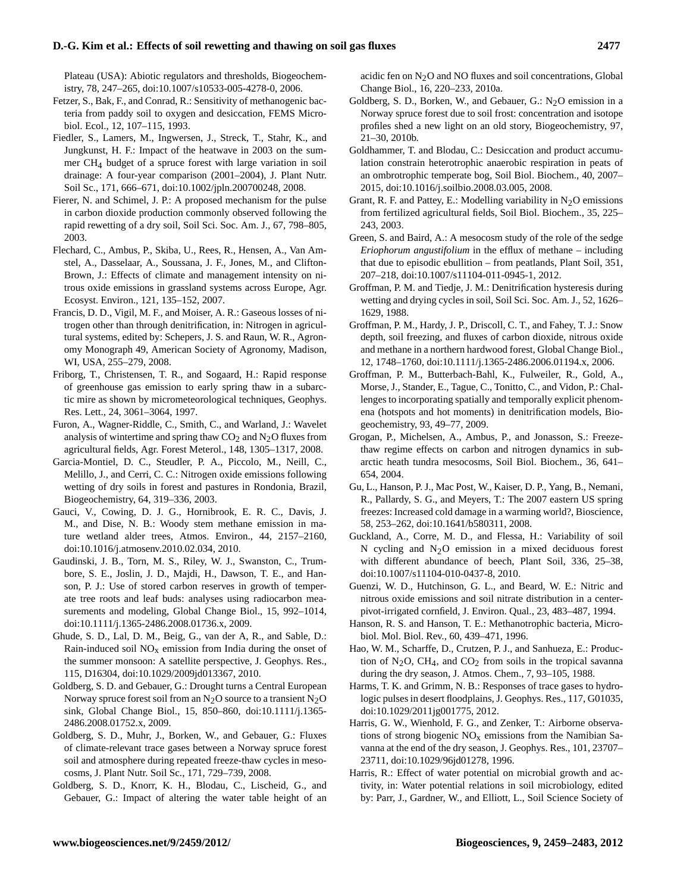Plateau (USA): Abiotic regulators and thresholds, Biogeochemistry, 78, 247–265, doi:10.1007/s10533-005-4278-0, 2006.

Fetzer, S., Bak, F., and Conrad, R.: Sensitivity of methanogenic bacteria from paddy soil to oxygen and desiccation, FEMS Microbiol. Ecol., 12, 107–115, 1993.

Fiedler, S., Lamers, M., Ingwersen, J., Streck, T., Stahr, K., and Jungkunst, H. F.: Impact of the heatwave in 2003 on the summer $CH_4$ budget of a spruce forest with large variation in soil drainage: A four-year comparison (2001–2004), J. Plant Nutr. Soil Sc., 171, 666–671, doi:10.1002/jpln.200700248, 2008.

Fierer, N. and Schimel, J. P.: A proposed mechanism for the pulse in carbon dioxide production commonly observed following the rapid rewetting of a dry soil, Soil Sci. Soc. Am. J., 67, 798–805, 2003.

Flechard, C., Ambus, P., Skiba, U., Rees, R., Hensen, A., Van Amstel, A., Dasselaar, A., Soussana, J. F., Jones, M., and Clifton-Brown, J.: Effects of climate and management intensity on nitrous oxide emissions in grassland systems across Europe, Agr. Ecosyst. Environ., 121, 135–152, 2007.

Francis, D. D., Vigil, M. F., and Moiser, A. R.: Gaseous losses of nitrogen other than through denitrification, in: Nitrogen in agricultural systems, edited by: Schepers, J. S. and Raun, W. R., Agronomy Monograph 49, American Society of Agronomy, Madison, WI, USA, 255–279, 2008.

Friborg, T., Christensen, T. R., and Sogaard, H.: Rapid response of greenhouse gas emission to early spring thaw in a subarctic mire as shown by micrometeorological techniques, Geophys. Res. Lett., 24, 3061–3064, 1997.

Furon, A., Wagner-Riddle, C., Smith, C., and Warland, J.: Wavelet analysis of wintertime and spring thaw $CO_2$ and $N_2O$ fluxes from agricultural fields, Agr. Forest Meterol., 148, 1305–1317, 2008.

Garcia-Montiel, D. C., Steudler, P. A., Piccolo, M., Neill, C., Melillo, J., and Cerri, C. C.: Nitrogen oxide emissions following wetting of dry soils in forest and pastures in Rondonia, Brazil, Biogeochemistry, 64, 319–336, 2003.

Gauci, V., Cowing, D. J. G., Hornibrook, E. R. C., Davis, J. M., and Dise, N. B.: Woody stem methane emission in mature wetland alder trees, Atmos. Environ., 44, 2157–2160, doi:10.1016/j.atmosenv.2010.02.034, 2010.

Gaudinski, J. B., Torn, M. S., Riley, W. J., Swanston, C., Trumbore, S. E., Joslin, J. D., Majdi, H., Dawson, T. E., and Hanson, P. J.: Use of stored carbon reserves in growth of temperate tree roots and leaf buds: analyses using radiocarbon measurements and modeling, Global Change Biol., 15, 992–1014, doi:10.1111/j.1365-2486.2008.01736.x, 2009.

Ghude, S. D., Lal, D. M., Beig, G., van der A, R., and Sable, D.: Rain-induced soil $NO_x$ emission from India during the onset of the summer monsoon: A satellite perspective, J. Geophys. Res., 115, D16304, doi:10.1029/2009jd013367, 2010.

Goldberg, S. D. and Gebauer, G.: Drought turns a Central European Norway spruce forest soil from an $N_2O$ source to a transient $N_2O$ sink, Global Change Biol., 15, 850–860, doi:10.1111/j.1365-2486.2008.01752.x, 2009.

Goldberg, S. D., Muhr, J., Borken, W., and Gebauer, G.: Fluxes of climate-relevant trace gases between a Norway spruce forest soil and atmosphere during repeated freeze-thaw cycles in mesocosms, J. Plant Nutr. Soil Sc., 171, 729–739, 2008.

Goldberg, S. D., Knorr, K. H., Blodau, C., Lischeid, G., and Gebauer, G.: Impact of altering the water table height of an acidic fen on $N_2O$ and NO fluxes and soil concentrations, Global Change Biol., 16, 220–233, 2010a.

Goldberg, S. D., Borken, W., and Gebauer, G.: $N_2O$ emission in a Norway spruce forest due to soil frost: concentration and isotope profiles shed a new light on an old story, Biogeochemistry, 97, 21–30, 2010b.

Goldhammer, T. and Blodau, C.: Desiccation and product accumulation constrain heterotrophic anaerobic respiration in peats of an ombrotrophic temperate bog, Soil Biol. Biochem., 40, 2007–2015, doi:10.1016/j.soilbio.2008.03.005, 2008.

Grant, R. F. and Pattey, E.: Modelling variability in $N_2O$ emissions from fertilized agricultural fields, Soil Biol. Biochem., 35, 225–243, 2003.

Green, S. and Baird, A.: A mesocosm study of the role of the sedge *Eriophorum angustifolium* in the efflux of methane – including that due to episodic ebullition – from peatlands, Plant Soil, 351, 207–218, doi:10.1007/s11104-011-0945-1, 2012.

Groffman, P. M. and Tiedje, J. M.: Denitrification hysteresis during wetting and drying cycles in soil, Soil Sci. Soc. Am. J., 52, 1626–1629, 1988.

Groffman, P. M., Hardy, J. P., Driscoll, C. T., and Fahey, T. J.: Snow depth, soil freezing, and fluxes of carbon dioxide, nitrous oxide and methane in a northern hardwood forest, Global Change Biol., 12, 1748–1760, doi:10.1111/j.1365-2486.2006.01194.x, 2006.

Groffman, P. M., Butterbach-Bahl, K., Fulweiler, R., Gold, A., Morse, J., Stander, E., Tague, C., Tonitto, C., and Vidon, P.: Challenges to incorporating spatially and temporally explicit phenomena (hotspots and hot moments) in denitrification models, Biogeochemistry, 93, 49–77, 2009.

Grogan, P., Michelsen, A., Ambus, P., and Jonasson, S.: Freeze-thaw regime effects on carbon and nitrogen dynamics in subarctic heath tundra mesocosms, Soil Biol. Biochem., 36, 641–654, 2004.

Gu, L., Hanson, P. J., Mac Post, W., Kaiser, D. P., Yang, B., Nemani, R., Pallardy, S. G., and Meyers, T.: The 2007 eastern US spring freezes: Increased cold damage in a warming world?, Bioscience, 58, 253–262, doi:10.1641/b580311, 2008.

Guckland, A., Corre, M. D., and Flessa, H.: Variability of soil N cycling and $N_2O$ emission in a mixed deciduous forest with different abundance of beech, Plant Soil, 336, 25–38, doi:10.1007/s11104-010-0437-8, 2010.

Guenzi, W. D., Hutchinson, G. L., and Beard, W. E.: Nitric and nitrous oxide emissions and soil nitrate distribution in a center-pivot-irrigated cornfield, J. Environ. Qual., 23, 483–487, 1994.

Hanson, R. S. and Hanson, T. E.: Methanotrophic bacteria, Microbiol. Mol. Biol. Rev., 60, 439–471, 1996.

Hao, W. M., Scharffe, D., Crutzen, P. J., and Sanhueza, E.: Production of $N_2O$, $CH_4$, and $CO_2$ from soils in the tropical savanna during the dry season, J. Atmos. Chem., 7, 93–105, 1988.

Harms, T. K. and Grimm, N. B.: Responses of trace gases to hydrologic pulses in desert floodplains, J. Geophys. Res., 117, G01035, doi:10.1029/2011jg001775, 2012.

Harris, G. W., Wienhold, F. G., and Zenker, T.: Airborne observations of strong biogenic $NO_x$ emissions from the Namibian Savanna at the end of the dry season, J. Geophys. Res., 101, 23707–23711, doi:10.1029/96jd01278, 1996.

Harris, R.: Effect of water potential on microbial growth and activity, in: Water potential relations in soil microbiology, edited by: Parr, J., Gardner, W., and Elliott, L., Soil Science Society of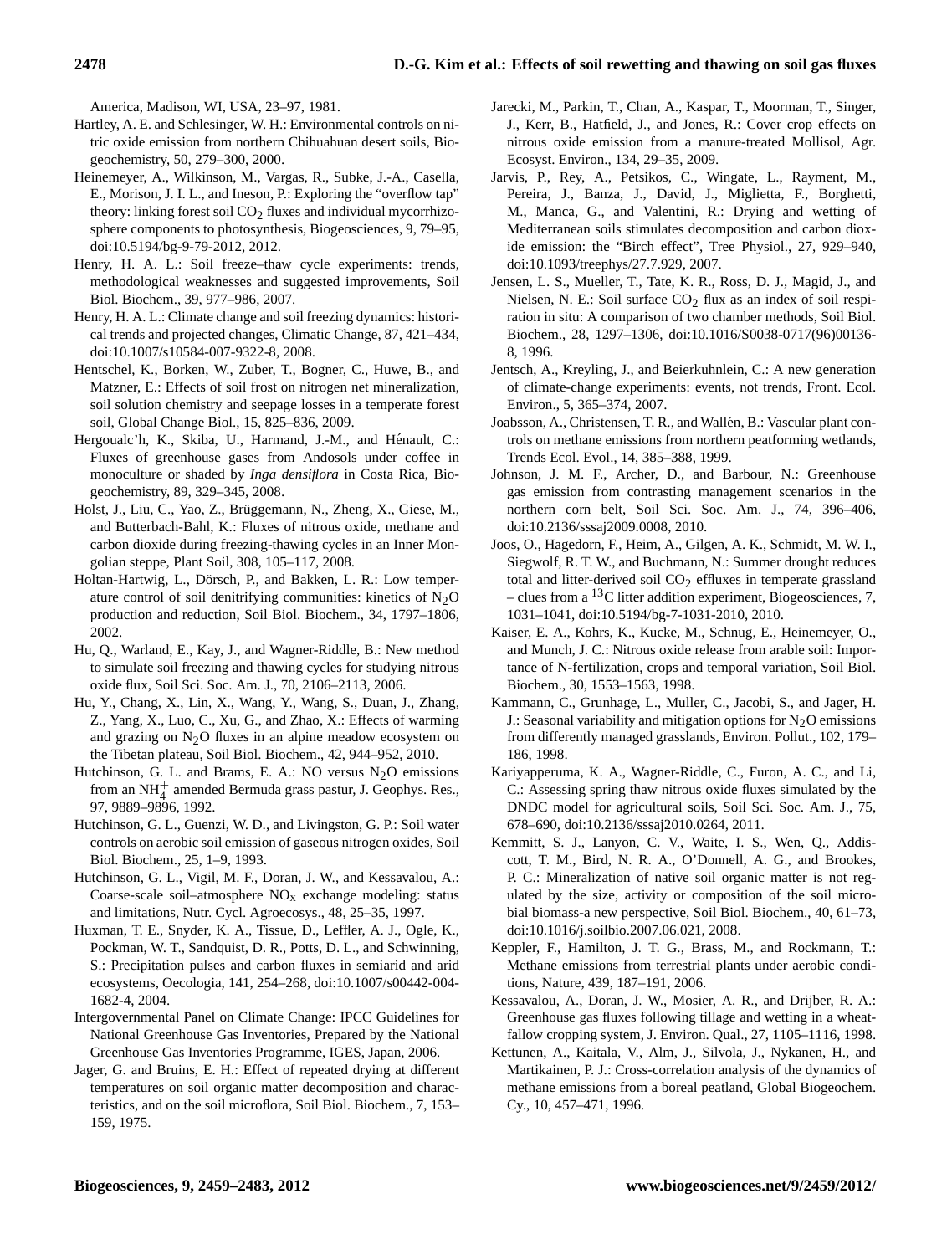America, Madison, WI, USA, 23–97, 1981.

Hartley, A. E. and Schlesinger, W. H.: Environmental controls on nitric oxide emission from northern Chihuahuan desert soils, Biogeochemistry, 50, 279–300, 2000.

Heinemeyer, A., Wilkinson, M., Vargas, R., Subke, J.-A., Casella, E., Morison, J. I. L., and Ineson, P.: Exploring the "overflow tap" theory: linking forest soil $CO_2$ fluxes and individual mycorrhizosphere components to photosynthesis, Biogeosciences, 9, 79–95, doi:10.5194/bg-9-79-2012, 2012.

Henry, H. A. L.: Soil freeze–thaw cycle experiments: trends, methodological weaknesses and suggested improvements, Soil Biol. Biochem., 39, 977–986, 2007.

Henry, H. A. L.: Climate change and soil freezing dynamics: historical trends and projected changes, Climatic Change, 87, 421–434, doi:10.1007/s10584-007-9322-8, 2008.

Hentschel, K., Borken, W., Zuber, T., Bogner, C., Huwe, B., and Matzner, E.: Effects of soil frost on nitrogen net mineralization, soil solution chemistry and seepage losses in a temperate forest soil, Global Change Biol., 15, 825–836, 2009.

Hergoualc'h, K., Skiba, U., Harmand, J.-M., and Hénault, C.: Fluxes of greenhouse gases from Andosols under coffee in monoculture or shaded by *Inga densiflora* in Costa Rica, Biogeochemistry, 89, 329–345, 2008.

Holst, J., Liu, C., Yao, Z., Brüggemann, N., Zheng, X., Giese, M., and Butterbach-Bahl, K.: Fluxes of nitrous oxide, methane and carbon dioxide during freezing-thawing cycles in an Inner Mongolian steppe, Plant Soil, 308, 105–117, 2008.

Holtan-Hartwig, L., Dörsch, P., and Bakken, L. R.: Low temperature control of soil denitrifying communities: kinetics of $N_2O$ production and reduction, Soil Biol. Biochem., 34, 1797–1806, 2002.

Hu, Q., Warland, E., Kay, J., and Wagner-Riddle, B.: New method to simulate soil freezing and thawing cycles for studying nitrous oxide flux, Soil Sci. Soc. Am. J., 70, 2106–2113, 2006.

Hu, Y., Chang, X., Lin, X., Wang, Y., Wang, S., Duan, J., Zhang, Z., Yang, X., Luo, C., Xu, G., and Zhao, X.: Effects of warming and grazing on $N_2O$ fluxes in an alpine meadow ecosystem on the Tibetan plateau, Soil Biol. Biochem., 42, 944–952, 2010.

Hutchinson, G. L. and Brams, E. A.: NO versus $N_2O$ emissions from an $NH_4^+$ amended Bermuda grass pastur, J. Geophys. Res., 97, 9889–9896, 1992.

Hutchinson, G. L., Guenzi, W. D., and Livingston, G. P.: Soil water controls on aerobic soil emission of gaseous nitrogen oxides, Soil Biol. Biochem., 25, 1–9, 1993.

Hutchinson, G. L., Vigil, M. F., Doran, J. W., and Kessavalou, A.: Coarse-scale soil–atmosphere $NO_x$ exchange modeling: status and limitations, Nutr. Cycl. Agroecosys., 48, 25–35, 1997.

Huxman, T. E., Snyder, K. A., Tissue, D., Leffler, A. J., Ogle, K., Pockman, W. T., Sandquist, D. R., Potts, D. L., and Schwinning, S.: Precipitation pulses and carbon fluxes in semiarid and arid ecosystems, Oecologia, 141, 254–268, doi:10.1007/s00442-004-1682-4, 2004.

Intergovernmental Panel on Climate Change: IPCC Guidelines for National Greenhouse Gas Inventories, Prepared by the National Greenhouse Gas Inventories Programme, IGES, Japan, 2006.

Jager, G. and Bruins, E. H.: Effect of repeated drying at different temperatures on soil organic matter decomposition and characteristics, and on the soil microflora, Soil Biol. Biochem., 7, 153–159, 1975.

Jarecki, M., Parkin, T., Chan, A., Kaspar, T., Moorman, T., Singer, J., Kerr, B., Hatfield, J., and Jones, R.: Cover crop effects on nitrous oxide emission from a manure-treated Mollisol, Agr. Ecosyst. Environ., 134, 29–35, 2009.

Jarvis, P., Rey, A., Petsikos, C., Wingate, L., Rayment, M., Pereira, J., Banza, J., David, J., Miglietta, F., Borghetti, M., Manca, G., and Valentini, R.: Drying and wetting of Mediterranean soils stimulates decomposition and carbon dioxide emission: the "Birch effect", Tree Physiol., 27, 929–940, doi:10.1093/treephys/27.7.929, 2007.

Jensen, L. S., Mueller, T., Tate, K. R., Ross, D. J., Magid, J., and Nielsen, N. E.: Soil surface $CO_2$ flux as an index of soil respiration in situ: A comparison of two chamber methods, Soil Biol. Biochem., 28, 1297–1306, doi:10.1016/S0038-0717(96)00136-8, 1996.

Jentsch, A., Kreyling, J., and Beierkuhnlein, C.: A new generation of climate-change experiments: events, not trends, Front. Ecol. Environ., 5, 365–374, 2007.

Joabsson, A., Christensen, T. R., and Wallén, B.: Vascular plant controls on methane emissions from northern peatforming wetlands, Trends Ecol. Evol., 14, 385–388, 1999.

Johnson, J. M. F., Archer, D., and Barbour, N.: Greenhouse gas emission from contrasting management scenarios in the northern corn belt, Soil Sci. Soc. Am. J., 74, 396–406, doi:10.2136/sssaj2009.0008, 2010.

Joos, O., Hagedorn, F., Heim, A., Gilgen, A. K., Schmidt, M. W. I., Siegwolf, R. T. W., and Buchmann, N.: Summer drought reduces total and litter-derived soil $CO_2$ effluxes in temperate grassland – clues from a $^{13}C$ litter addition experiment, Biogeosciences, 7, 1031–1041, doi:10.5194/bg-7-1031-2010, 2010.

Kaiser, E. A., Kohrs, K., Kucke, M., Schnug, E., Heinemeyer, O., and Munch, J. C.: Nitrous oxide release from arable soil: Importance of N-fertilization, crops and temporal variation, Soil Biol. Biochem., 30, 1553–1563, 1998.

Kammann, C., Grunhage, L., Muller, C., Jacobi, S., and Jager, H. J.: Seasonal variability and mitigation options for $N_2O$ emissions from differently managed grasslands, Environ. Pollut., 102, 179–186, 1998.

Kariyapperuma, K. A., Wagner-Riddle, C., Furon, A. C., and Li, C.: Assessing spring thaw nitrous oxide fluxes simulated by the DNDC model for agricultural soils, Soil Sci. Soc. Am. J., 75, 678–690, doi:10.2136/sssaj2010.0264, 2011.

Kemmitt, S. J., Lanyon, C. V., Waite, I. S., Wen, Q., Addiscott, T. M., Bird, N. R. A., O'Donnell, A. G., and Brookes, P. C.: Mineralization of native soil organic matter is not regulated by the size, activity or composition of the soil microbial biomass-a new perspective, Soil Biol. Biochem., 40, 61–73, doi:10.1016/j.soilbio.2007.06.021, 2008.

Keppler, F., Hamilton, J. T. G., Brass, M., and Rockmann, T.: Methane emissions from terrestrial plants under aerobic conditions, Nature, 439, 187–191, 2006.

Kessavalou, A., Doran, J. W., Mosier, A. R., and Drijber, R. A.: Greenhouse gas fluxes following tillage and wetting in a wheat-fallow cropping system, J. Environ. Qual., 27, 1105–1116, 1998.

Kettunen, A., Kaitala, V., Alm, J., Silvola, J., Nykanen, H., and Martikainen, P. J.: Cross-correlation analysis of the dynamics of methane emissions from a boreal peatland, Global Biogeochem. Cy., 10, 457–471, 1996.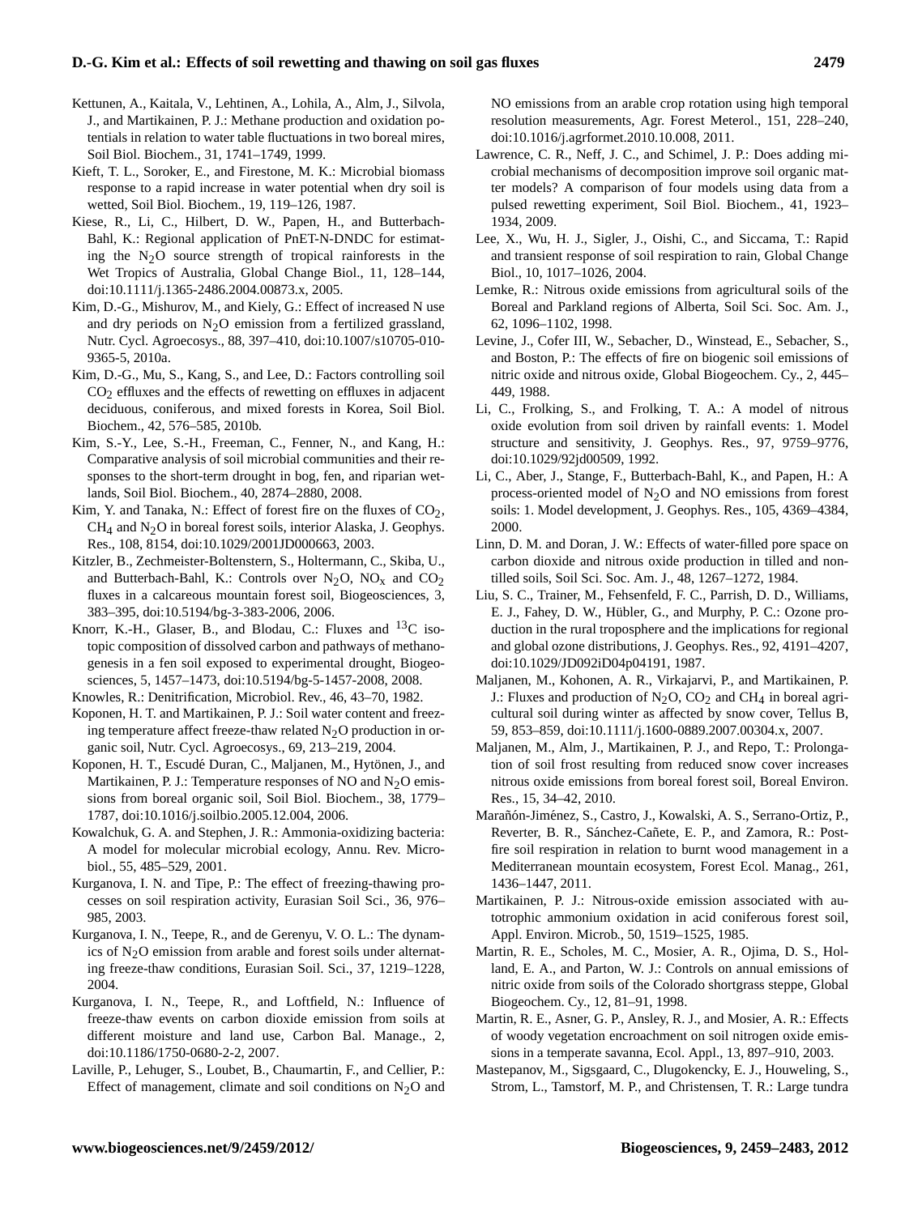Kettunen, A., Kaitala, V., Lehtinen, A., Lohila, A., Alm, J., Silvola, J., and Martikainen, P. J.: Methane production and oxidation potentials in relation to water table fluctuations in two boreal mires, Soil Biol. Biochem., 31, 1741–1749, 1999.

Kieft, T. L., Soroker, E., and Firestone, M. K.: Microbial biomass response to a rapid increase in water potential when dry soil is wetted, Soil Biol. Biochem., 19, 119–126, 1987.

Kiese, R., Li, C., Hilbert, D. W., Papen, H., and Butterbach-Bahl, K.: Regional application of PnET-N-DNDC for estimating the $N_2O$ source strength of tropical rainforests in the Wet Tropics of Australia, Global Change Biol., 11, 128–144, doi:10.1111/j.1365-2486.2004.00873.x, 2005.

Kim, D.-G., Mishurov, M., and Kiely, G.: Effect of increased N use and dry periods on $N_2O$ emission from a fertilized grassland, Nutr. Cycl. Agroecosys., 88, 397–410, doi:10.1007/s10705-010-9365-5, 2010a.

Kim, D.-G., Mu, S., Kang, S., and Lee, D.: Factors controlling soil $CO_2$ effluxes and the effects of rewetting on effluxes in adjacent deciduous, coniferous, and mixed forests in Korea, Soil Biol. Biochem., 42, 576–585, 2010b.

Kim, S.-Y., Lee, S.-H., Freeman, C., Fenner, N., and Kang, H.: Comparative analysis of soil microbial communities and their responses to the short-term drought in bog, fen, and riparian wetlands, Soil Biol. Biochem., 40, 2874–2880, 2008.

Kim, Y. and Tanaka, N.: Effect of forest fire on the fluxes of $CO_2$, $CH_4$ and $N_2O$ in boreal forest soils, interior Alaska, J. Geophys. Res., 108, 8154, doi:10.1029/2001JD000663, 2003.

Kitzler, B., Zechmeister-Boltenstern, S., Holtermann, C., Skiba, U., and Butterbach-Bahl, K.: Controls over $N_2O$, $NO_x$ and $CO_2$ fluxes in a calcareous mountain forest soil, Biogeosciences, 3, 383–395, doi:10.5194/bg-3-383-2006, 2006.

Knorr, K.-H., Glaser, B., and Blodau, C.: Fluxes and $^{13}C$ isotopic composition of dissolved carbon and pathways of methanogenesis in a fen soil exposed to experimental drought, Biogeosciences, 5, 1457–1473, doi:10.5194/bg-5-1457-2008, 2008.

Knowles, R.: Denitrification, Microbiol. Rev., 46, 43–70, 1982.

Koponen, H. T. and Martikainen, P. J.: Soil water content and freezing temperature affect freeze-thaw related $N_2O$ production in organic soil, Nutr. Cycl. Agroecosys., 69, 213–219, 2004.

Koponen, H. T., Escudé Duran, C., Maljanen, M., Hytönen, J., and Martikainen, P. J.: Temperature responses of NO and $N_2O$ emissions from boreal organic soil, Soil Biol. Biochem., 38, 1779–1787, doi:10.1016/j.soilbio.2005.12.004, 2006.

Kowalchuk, G. A. and Stephen, J. R.: Ammonia-oxidizing bacteria: A model for molecular microbial ecology, Annu. Rev. Microbiol., 55, 485–529, 2001.

Kurganova, I. N. and Tipe, P.: The effect of freezing-thawing processes on soil respiration activity, Eurasian Soil Sci., 36, 976–985, 2003.

Kurganova, I. N., Teepe, R., and de Gerenyu, V. O. L.: The dynamics of $N_2O$ emission from arable and forest soils under alternating freeze-thaw conditions, Eurasian Soil. Sci., 37, 1219–1228, 2004.

Kurganova, I. N., Teepe, R., and Loftfield, N.: Influence of freeze-thaw events on carbon dioxide emission from soils at different moisture and land use, Carbon Bal. Manage., 2, doi:10.1186/1750-0680-2-2, 2007.

Laville, P., Lehuger, S., Loubet, B., Chaumartin, F., and Cellier, P.: Effect of management, climate and soil conditions on $N_2O$ and NO emissions from an arable crop rotation using high temporal resolution measurements, Agr. Forest Meterol., 151, 228–240, doi:10.1016/j.agrformet.2010.10.008, 2011.

Lawrence, C. R., Neff, J. C., and Schimel, J. P.: Does adding microbial mechanisms of decomposition improve soil organic matter models? A comparison of four models using data from a pulsed rewetting experiment, Soil Biol. Biochem., 41, 1923–1934, 2009.

Lee, X., Wu, H. J., Sigler, J., Oishi, C., and Siccama, T.: Rapid and transient response of soil respiration to rain, Global Change Biol., 10, 1017–1026, 2004.

Lemke, R.: Nitrous oxide emissions from agricultural soils of the Boreal and Parkland regions of Alberta, Soil Sci. Soc. Am. J., 62, 1096–1102, 1998.

Levine, J., Cofer III, W., Sebacher, D., Winstead, E., Sebacher, S., and Boston, P.: The effects of fire on biogenic soil emissions of nitric oxide and nitrous oxide, Global Biogeochem. Cy., 2, 445–449, 1988.

Li, C., Frolking, S., and Frolking, T. A.: A model of nitrous oxide evolution from soil driven by rainfall events: 1. Model structure and sensitivity, J. Geophys. Res., 97, 9759–9776, doi:10.1029/92jd00509, 1992.

Li, C., Aber, J., Stange, F., Butterbach-Bahl, K., and Papen, H.: A process-oriented model of $N_2O$ and NO emissions from forest soils: 1. Model development, J. Geophys. Res., 105, 4369–4384, 2000.

Linn, D. M. and Doran, J. W.: Effects of water-filled pore space on carbon dioxide and nitrous oxide production in tilled and non-tilled soils, Soil Sci. Soc. Am. J., 48, 1267–1272, 1984.

Liu, S. C., Trainer, M., Fehsenfeld, F. C., Parrish, D. D., Williams, E. J., Fahey, D. W., Hübler, G., and Murphy, P. C.: Ozone production in the rural troposphere and the implications for regional and global ozone distributions, J. Geophys. Res., 92, 4191–4207, doi:10.1029/JD092iD04p04191, 1987.

Maljanen, M., Kohonen, A. R., Virkajarvi, P., and Martikainen, P. J.: Fluxes and production of $N_2O$, $CO_2$ and $CH_4$ in boreal agricultural soil during winter as affected by snow cover, Tellus B, 59, 853–859, doi:10.1111/j.1600-0889.2007.00304.x, 2007.

Maljanen, M., Alm, J., Martikainen, P. J., and Repo, T.: Prolongation of soil frost resulting from reduced snow cover increases nitrous oxide emissions from boreal forest soil, Boreal Environ. Res., 15, 34–42, 2010.

Marañón-Jiménez, S., Castro, J., Kowalski, A. S., Serrano-Ortiz, P., Reverter, B. R., Sánchez-Cañete, E. P., and Zamora, R.: Post-fire soil respiration in relation to burnt wood management in a Mediterranean mountain ecosystem, Forest Ecol. Manag., 261, 1436–1447, 2011.

Martikainen, P. J.: Nitrous-oxide emission associated with autotrophic ammonium oxidation in acid coniferous forest soil, Appl. Environ. Microb., 50, 1519–1525, 1985.

Martin, R. E., Scholes, M. C., Mosier, A. R., Ojima, D. S., Holland, E. A., and Parton, W. J.: Controls on annual emissions of nitric oxide from soils of the Colorado shortgrass steppe, Global Biogeochem. Cy., 12, 81–91, 1998.

Martin, R. E., Asner, G. P., Ansley, R. J., and Mosier, A. R.: Effects of woody vegetation encroachment on soil nitrogen oxide emissions in a temperate savanna, Ecol. Appl., 13, 897–910, 2003.

Mastepanov, M., Sigsgaard, C., Dlugokencky, E. J., Houweling, S., Strom, L., Tamstorf, M. P., and Christensen, T. R.: Large tundra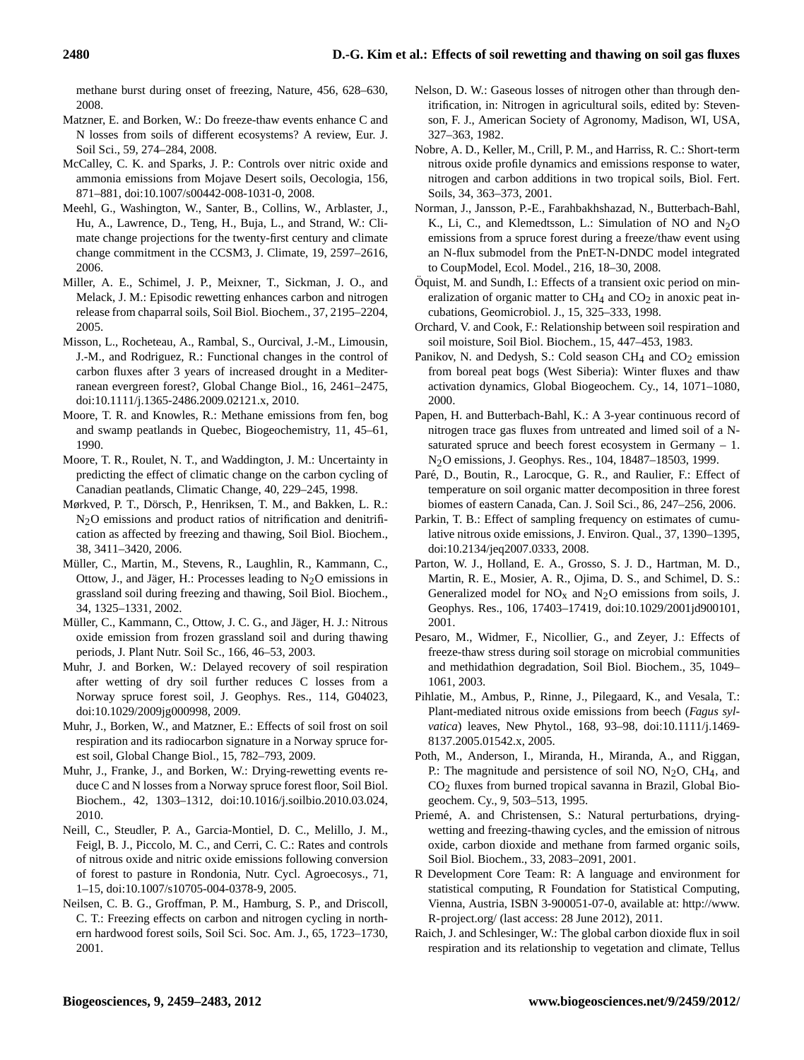methane burst during onset of freezing, Nature, 456, 628–630, 2008.

Matzner, E. and Borken, W.: Do freeze-thaw events enhance C and N losses from soils of different ecosystems? A review, Eur. J. Soil Sci., 59, 274–284, 2008.

McCalley, C. K. and Sparks, J. P.: Controls over nitric oxide and ammonia emissions from Mojave Desert soils, Oecologia, 156, 871–881, doi:10.1007/s00442-008-1031-0, 2008.

Meehl, G., Washington, W., Santer, B., Collins, W., Arblaster, J., Hu, A., Lawrence, D., Teng, H., Buja, L., and Strand, W.: Climate change projections for the twenty-first century and climate change commitment in the CCSM3, J. Climate, 19, 2597–2616, 2006.

Miller, A. E., Schimel, J. P., Meixner, T., Sickman, J. O., and Melack, J. M.: Episodic rewetting enhances carbon and nitrogen release from chaparral soils, Soil Biol. Biochem., 37, 2195–2204, 2005.

Misson, L., Rocheteau, A., Rambal, S., Ourcival, J.-M., Limousin, J.-M., and Rodriguez, R.: Functional changes in the control of carbon fluxes after 3 years of increased drought in a Mediterranean evergreen forest?, Global Change Biol., 16, 2461–2475, doi:10.1111/j.1365-2486.2009.02121.x, 2010.

Moore, T. R. and Knowles, R.: Methane emissions from fen, bog and swamp peatlands in Quebec, Biogeochemistry, 11, 45–61, 1990.

Moore, T. R., Roulet, N. T., and Waddington, J. M.: Uncertainty in predicting the effect of climatic change on the carbon cycling of Canadian peatlands, Climatic Change, 40, 229–245, 1998.

Mørkved, P. T., Dörsch, P., Henriksen, T. M., and Bakken, L. R.: $N_2O$ emissions and product ratios of nitrification and denitrification as affected by freezing and thawing, Soil Biol. Biochem., 38, 3411–3420, 2006.

Müller, C., Martin, M., Stevens, R., Laughlin, R., Kammann, C., Ottow, J., and Jäger, H.: Processes leading to $N_2O$ emissions in grassland soil during freezing and thawing, Soil Biol. Biochem., 34, 1325–1331, 2002.

Müller, C., Kammann, C., Ottow, J. C. G., and Jäger, H. J.: Nitrous oxide emission from frozen grassland soil and during thawing periods, J. Plant Nutr. Soil Sc., 166, 46–53, 2003.

Muhr, J. and Borken, W.: Delayed recovery of soil respiration after wetting of dry soil further reduces C losses from a Norway spruce forest soil, J. Geophys. Res., 114, G04023, doi:10.1029/2009jg000998, 2009.

Muhr, J., Borken, W., and Matzner, E.: Effects of soil frost on soil respiration and its radiocarbon signature in a Norway spruce forest soil, Global Change Biol., 15, 782–793, 2009.

Muhr, J., Franke, J., and Borken, W.: Drying-rewetting events reduce C and N losses from a Norway spruce forest floor, Soil Biol. Biochem., 42, 1303–1312, doi:10.1016/j.soilbio.2010.03.024, 2010.

Neill, C., Steudler, P. A., Garcia-Montiel, D. C., Melillo, J. M., Feigl, B. J., Piccolo, M. C., and Cerri, C. C.: Rates and controls of nitrous oxide and nitric oxide emissions following conversion of forest to pasture in Rondonia, Nutr. Cycl. Agroecosys., 71, 1–15, doi:10.1007/s10705-004-0378-9, 2005.

Neilsen, C. B. G., Groffman, P. M., Hamburg, S. P., and Driscoll, C. T.: Freezing effects on carbon and nitrogen cycling in northern hardwood forest soils, Soil Sci. Soc. Am. J., 65, 1723–1730, 2001.

Nelson, D. W.: Gaseous losses of nitrogen other than through denitrification, in: Nitrogen in agricultural soils, edited by: Stevenson, F. J., American Society of Agronomy, Madison, WI, USA, 327–363, 1982.

Nobre, A. D., Keller, M., Crill, P. M., and Harriss, R. C.: Short-term nitrous oxide profile dynamics and emissions response to water, nitrogen and carbon additions in two tropical soils, Biol. Fert. Soils, 34, 363–373, 2001.

Norman, J., Jansson, P.-E., Farahbakhshazad, N., Butterbach-Bahl, K., Li, C., and Klemedtsson, L.: Simulation of NO and $N_2O$ emissions from a spruce forest during a freeze/thaw event using an N-flux submodel from the PnET-N-DNDC model integrated to CoupModel, Ecol. Model., 216, 18–30, 2008.

Öquist, M. and Sundh, I.: Effects of a transient oxic period on mineralization of organic matter to $CH_4$ and $CO_2$ in anoxic peat incubations, Geomicrobiol. J., 15, 325–333, 1998.

Orchard, V. and Cook, F.: Relationship between soil respiration and soil moisture, Soil Biol. Biochem., 15, 447–453, 1983.

Panikov, N. and Dedysh, S.: Cold season $CH_4$ and $CO_2$ emission from boreal peat bogs (West Siberia): Winter fluxes and thaw activation dynamics, Global Biogeochem. Cy., 14, 1071–1080, 2000.

Papen, H. and Butterbach-Bahl, K.: A 3-year continuous record of nitrogen trace gas fluxes from untreated and limed soil of a N-saturated spruce and beech forest ecosystem in Germany – 1. $N_2O$ emissions, J. Geophys. Res., 104, 18487–18503, 1999.

Paré, D., Boutin, R., Larocque, G. R., and Raulier, F.: Effect of temperature on soil organic matter decomposition in three forest biomes of eastern Canada, Can. J. Soil Sci., 86, 247–256, 2006.

Parkin, T. B.: Effect of sampling frequency on estimates of cumulative nitrous oxide emissions, J. Environ. Qual., 37, 1390–1395, doi:10.2134/jeq2007.0333, 2008.

Parton, W. J., Holland, E. A., Grosso, S. J. D., Hartman, M. D., Martin, R. E., Mosier, A. R., Ojima, D. S., and Schimel, D. S.: Generalized model for $NO_x$ and $N_2O$ emissions from soils, J. Geophys. Res., 106, 17403–17419, doi:10.1029/2001jd900101, 2001.

Pesaro, M., Widmer, F., Nicollier, G., and Zeyer, J.: Effects of freeze-thaw stress during soil storage on microbial communities and methidathion degradation, Soil Biol. Biochem., 35, 1049–1061, 2003.

Pihlatie, M., Ambus, P., Rinne, J., Pilegaard, K., and Vesala, T.: Plant-mediated nitrous oxide emissions from beech (*Fagus sylvatica*) leaves, New Phytol., 168, 93–98, doi:10.1111/j.1469-8137.2005.01542.x, 2005.

Poth, M., Anderson, I., Miranda, H., Miranda, A., and Riggan, P.: The magnitude and persistence of soil NO, $N_2O$, $CH_4$, and $CO_2$ fluxes from burned tropical savanna in Brazil, Global Biogeochem. Cy., 9, 503–513, 1995.

Priemé, A. and Christensen, S.: Natural perturbations, drying-wetting and freezing-thawing cycles, and the emission of nitrous oxide, carbon dioxide and methane from farmed organic soils, Soil Biol. Biochem., 33, 2083–2091, 2001.

R Development Core Team: R: A language and environment for statistical computing, R Foundation for Statistical Computing, Vienna, Austria, ISBN 3-900051-07-0, available at: http://www.R-project.org/ (last access: 28 June 2012), 2011.

Raich, J. and Schlesinger, W.: The global carbon dioxide flux in soil respiration and its relationship to vegetation and climate, Tellus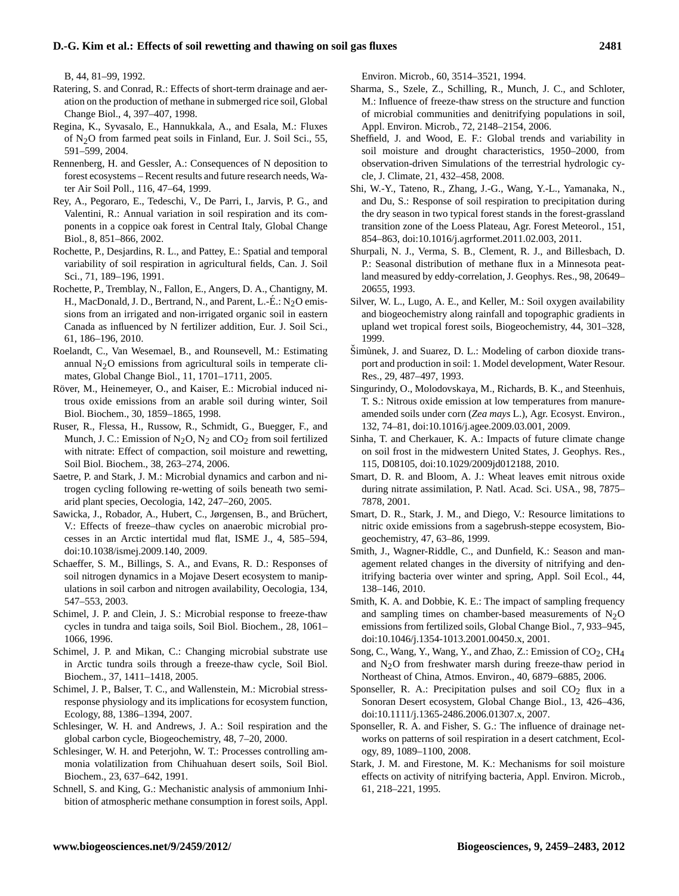B, 44, 81–99, 1992.

Ratering, S. and Conrad, R.: Effects of short-term drainage and aeration on the production of methane in submerged rice soil, Global Change Biol., 4, 397–407, 1998.

Regina, K., Syvasalo, E., Hannukkala, A., and Esala, M.: Fluxes of $N_2O$ from farmed peat soils in Finland, Eur. J. Soil Sci., 55, 591–599, 2004.

Rennenberg, H. and Gessler, A.: Consequences of N deposition to forest ecosystems – Recent results and future research needs, Water Air Soil Poll., 116, 47–64, 1999.

Rey, A., Pegoraro, E., Tedeschi, V., De Parri, I., Jarvis, P. G., and Valentini, R.: Annual variation in soil respiration and its components in a coppice oak forest in Central Italy, Global Change Biol., 8, 851–866, 2002.

Rochette, P., Desjardins, R. L., and Pattey, E.: Spatial and temporal variability of soil respiration in agricultural fields, Can. J. Soil Sci., 71, 189–196, 1991.

Rochette, P., Tremblay, N., Fallon, E., Angers, D. A., Chantigny, M. H., MacDonald, J. D., Bertrand, N., and Parent, L.-É.: $N_2O$ emissions from an irrigated and non-irrigated organic soil in eastern Canada as influenced by N fertilizer addition, Eur. J. Soil Sci., 61, 186–196, 2010.

Roelandt, C., Van Wesemael, B., and Rounsevell, M.: Estimating annual $N_2O$ emissions from agricultural soils in temperate climates, Global Change Biol., 11, 1701–1711, 2005.

Röver, M., Heinemeyer, O., and Kaiser, E.: Microbial induced nitrous oxide emissions from an arable soil during winter, Soil Biol. Biochem., 30, 1859–1865, 1998.

Ruser, R., Flessa, H., Russow, R., Schmidt, G., Buegger, F., and Munch, J. C.: Emission of $N_2O$, $N_2$ and $CO_2$ from soil fertilized with nitrate: Effect of compaction, soil moisture and rewetting, Soil Biol. Biochem., 38, 263–274, 2006.

Saetre, P. and Stark, J. M.: Microbial dynamics and carbon and nitrogen cycling following re-wetting of soils beneath two semi-arid plant species, Oecologia, 142, 247–260, 2005.

Sawicka, J., Robador, A., Hubert, C., Jørgensen, B., and Brüchert, V.: Effects of freeze–thaw cycles on anaerobic microbial processes in an Arctic intertidal mud flat, ISME J., 4, 585–594, doi:10.1038/ismej.2009.140, 2009.

Schaeffer, S. M., Billings, S. A., and Evans, R. D.: Responses of soil nitrogen dynamics in a Mojave Desert ecosystem to manipulations in soil carbon and nitrogen availability, Oecologia, 134, 547–553, 2003.

Schimel, J. P. and Clein, J. S.: Microbial response to freeze-thaw cycles in tundra and taiga soils, Soil Biol. Biochem., 28, 1061–1066, 1996.

Schimel, J. P. and Mikan, C.: Changing microbial substrate use in Arctic tundra soils through a freeze-thaw cycle, Soil Biol. Biochem., 37, 1411–1418, 2005.

Schimel, J. P., Balser, T. C., and Wallenstein, M.: Microbial stress-response physiology and its implications for ecosystem function, Ecology, 88, 1386–1394, 2007.

Schlesinger, W. H. and Andrews, J. A.: Soil respiration and the global carbon cycle, Biogeochemistry, 48, 7–20, 2000.

Schlesinger, W. H. and Peterjohn, W. T.: Processes controlling ammonia volatilization from Chihuahuan desert soils, Soil Biol. Biochem., 23, 637–642, 1991.

Schnell, S. and King, G.: Mechanistic analysis of ammonium Inhibition of atmospheric methane consumption in forest soils, Appl. Environ. Microb., 60, 3514–3521, 1994.

Sharma, S., Szele, Z., Schilling, R., Munch, J. C., and Schloter, M.: Influence of freeze-thaw stress on the structure and function of microbial communities and denitrifying populations in soil, Appl. Environ. Microb., 72, 2148–2154, 2006.

Sheffield, J. and Wood, E. F.: Global trends and variability in soil moisture and drought characteristics, 1950–2000, from observation-driven Simulations of the terrestrial hydrologic cycle, J. Climate, 21, 432–458, 2008.

Shi, W.-Y., Tateno, R., Zhang, J.-G., Wang, Y.-L., Yamanaka, N., and Du, S.: Response of soil respiration to precipitation during the dry season in two typical forest stands in the forest-grassland transition zone of the Loess Plateau, Agr. Forest Meteorol., 151, 854–863, doi:10.1016/j.agrformet.2011.02.003, 2011.

Shurpali, N. J., Verma, S. B., Clement, R. J., and Billesbach, D. P.: Seasonal distribution of methane flux in a Minnesota peatland measured by eddy-correlation, J. Geophys. Res., 98, 20649–20655, 1993.

Silver, W. L., Lugo, A. E., and Keller, M.: Soil oxygen availability and biogeochemistry along rainfall and topographic gradients in upland wet tropical forest soils, Biogeochemistry, 44, 301–328, 1999.

Šimùnek, J. and Suarez, D. L.: Modeling of carbon dioxide transport and production in soil: 1. Model development, Water Resour. Res., 29, 487–497, 1993.

Singurindy, O., Molodovskaya, M., Richards, B. K., and Steenhuis, T. S.: Nitrous oxide emission at low temperatures from manure-amended soils under corn (*Zea mays* L.), Agr. Ecosyst. Environ., 132, 74–81, doi:10.1016/j.agee.2009.03.001, 2009.

Sinha, T. and Cherkauer, K. A.: Impacts of future climate change on soil frost in the midwestern United States, J. Geophys. Res., 115, D08105, doi:10.1029/2009jd012188, 2010.

Smart, D. R. and Bloom, A. J.: Wheat leaves emit nitrous oxide during nitrate assimilation, P. Natl. Acad. Sci. USA., 98, 7875–7878, 2001.

Smart, D. R., Stark, J. M., and Diego, V.: Resource limitations to nitric oxide emissions from a sagebrush-steppe ecosystem, Biogeochemistry, 47, 63–86, 1999.

Smith, J., Wagner-Riddle, C., and Dunfield, K.: Season and management related changes in the diversity of nitrifying and denitrifying bacteria over winter and spring, Appl. Soil Ecol., 44, 138–146, 2010.

Smith, K. A. and Dobbie, K. E.: The impact of sampling frequency and sampling times on chamber-based measurements of $N_2O$ emissions from fertilized soils, Global Change Biol., 7, 933–945, doi:10.1046/j.1354-1013.2001.00450.x, 2001.

Song, C., Wang, Y., Wang, Y., and Zhao, Z.: Emission of $CO_2$, $CH_4$ and $N_2O$ from freshwater marsh during freeze-thaw period in Northeast of China, Atmos. Environ., 40, 6879–6885, 2006.

Sponseller, R. A.: Precipitation pulses and soil $CO_2$ flux in a Sonoran Desert ecosystem, Global Change Biol., 13, 426–436, doi:10.1111/j.1365-2486.2006.01307.x, 2007.

Sponseller, R. A. and Fisher, S. G.: The influence of drainage networks on patterns of soil respiration in a desert catchment, Ecology, 89, 1089–1100, 2008.

Stark, J. M. and Firestone, M. K.: Mechanisms for soil moisture effects on activity of nitrifying bacteria, Appl. Environ. Microb., 61, 218–221, 1995.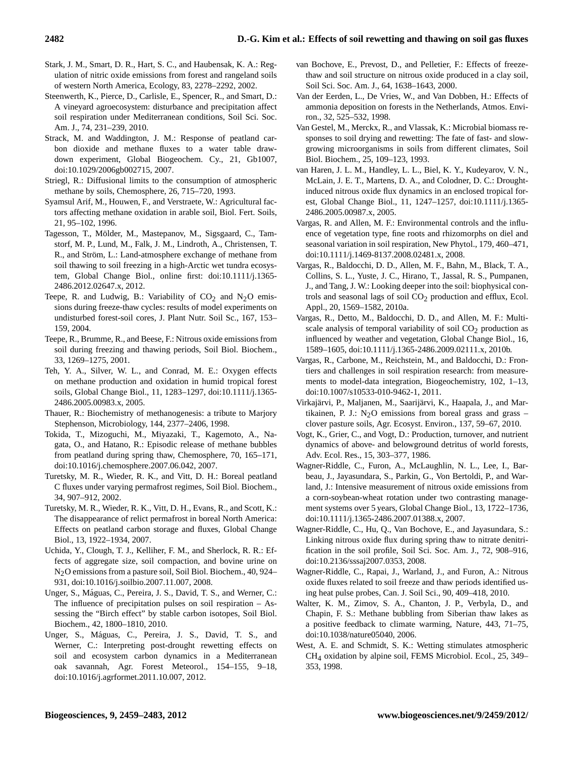Stark, J. M., Smart, D. R., Hart, S. C., and Haubensak, K. A.: Regulation of nitric oxide emissions from forest and rangeland soils of western North America, Ecology, 83, 2278–2292, 2002.

Steenwerth, K., Pierce, D., Carlisle, E., Spencer, R., and Smart, D.: A vineyard agroecosystem: disturbance and precipitation affect soil respiration under Mediterranean conditions, Soil Sci. Soc. Am. J., 74, 231–239, 2010.

Strack, M. and Waddington, J. M.: Response of peatland carbon dioxide and methane fluxes to a water table drawdown experiment, Global Biogeochem. Cy., 21, Gb1007, doi:10.1029/2006gb002715, 2007.

Striegl, R.: Diffusional limits to the consumption of atmospheric methane by soils, Chemosphere, 26, 715–720, 1993.

Syamsul Arif, M., Houwen, F., and Verstraete, W.: Agricultural factors affecting methane oxidation in arable soil, Biol. Fert. Soils, 21, 95–102, 1996.

Tagesson, T., Mölder, M., Mastepanov, M., Sigsgaard, C., Tamstorf, M. P., Lund, M., Falk, J. M., Lindroth, A., Christensen, T. R., and Ström, L.: Land-atmosphere exchange of methane from soil thawing to soil freezing in a high-Arctic wet tundra ecosystem, Global Change Biol., online first: doi:10.1111/j.1365-2486.2012.02647.x, 2012.

Teepe, R. and Ludwig, B.: Variability of $CO_2$ and $N_2O$ emissions during freeze-thaw cycles: results of model experiments on undisturbed forest-soil cores, J. Plant Nutr. Soil Sc., 167, 153–159, 2004.

Teepe, R., Brumme, R., and Beese, F.: Nitrous oxide emissions from soil during freezing and thawing periods, Soil Biol. Biochem., 33, 1269–1275, 2001.

Teh, Y. A., Silver, W. L., and Conrad, M. E.: Oxygen effects on methane production and oxidation in humid tropical forest soils, Global Change Biol., 11, 1283–1297, doi:10.1111/j.1365-2486.2005.00983.x, 2005.

Thauer, R.: Biochemistry of methanogenesis: a tribute to Marjory Stephenson, Microbiology, 144, 2377–2406, 1998.

Tokida, T., Mizoguchi, M., Miyazaki, T., Kagemoto, A., Nagata, O., and Hatano, R.: Episodic release of methane bubbles from peatland during spring thaw, Chemosphere, 70, 165–171, doi:10.1016/j.chemosphere.2007.06.042, 2007.

Turetsky, M. R., Wieder, R. K., and Vitt, D. H.: Boreal peatland C fluxes under varying permafrost regimes, Soil Biol. Biochem., 34, 907–912, 2002.

Turetsky, M. R., Wieder, R. K., Vitt, D. H., Evans, R., and Scott, K.: The disappearance of relict permafrost in boreal North America: Effects on peatland carbon storage and fluxes, Global Change Biol., 13, 1922–1934, 2007.

Uchida, Y., Clough, T. J., Kelliher, F. M., and Sherlock, R. R.: Effects of aggregate size, soil compaction, and bovine urine on $N_2O$ emissions from a pasture soil, Soil Biol. Biochem., 40, 924–931, doi:10.1016/j.soilbio.2007.11.007, 2008.

Unger, S., Máguas, C., Pereira, J. S., David, T. S., and Werner, C.: The influence of precipitation pulses on soil respiration – Assessing the "Birch effect" by stable carbon isotopes, Soil Biol. Biochem., 42, 1800–1810, 2010.

Unger, S., Máguas, C., Pereira, J. S., David, T. S., and Werner, C.: Interpreting post-drought rewetting effects on soil and ecosystem carbon dynamics in a Mediterranean oak savannah, Agr. Forest Meteorol., 154–155, 9–18, doi:10.1016/j.agrformet.2011.10.007, 2012.

van Bochove, E., Prevost, D., and Pelletier, F.: Effects of freeze-thaw and soil structure on nitrous oxide produced in a clay soil, Soil Sci. Soc. Am. J., 64, 1638–1643, 2000.

Van der Eerden, L., De Vries, W., and Van Dobben, H.: Effects of ammonia deposition on forests in the Netherlands, Atmos. Environ., 32, 525–532, 1998.

Van Gestel, M., Merckx, R., and Vlassak, K.: Microbial biomass responses to soil drying and rewetting: The fate of fast- and slow-growing microorganisms in soils from different climates, Soil Biol. Biochem., 25, 109–123, 1993.

van Haren, J. L. M., Handley, L. L., Biel, K. Y., Kudeyarov, V. N., McLain, J. E. T., Martens, D. A., and Colodner, D. C.: Drought-induced nitrous oxide flux dynamics in an enclosed tropical forest, Global Change Biol., 11, 1247–1257, doi:10.1111/j.1365-2486.2005.00987.x, 2005.

Vargas, R. and Allen, M. F.: Environmental controls and the influence of vegetation type, fine roots and rhizomorphs on diel and seasonal variation in soil respiration, New Phytol., 179, 460–471, doi:10.1111/j.1469-8137.2008.02481.x, 2008.

Vargas, R., Baldocchi, D. D., Allen, M. F., Bahn, M., Black, T. A., Collins, S. L., Yuste, J. C., Hirano, T., Jassal, R. S., Pumpanen, J., and Tang, J. W.: Looking deeper into the soil: biophysical controls and seasonal lags of soil $CO_2$ production and efflux, Ecol. Appl., 20, 1569–1582, 2010a.

Vargas, R., Detto, M., Baldocchi, D. D., and Allen, M. F.: Multiscale analysis of temporal variability of soil $CO_2$ production as influenced by weather and vegetation, Global Change Biol., 16, 1589–1605, doi:10.1111/j.1365-2486.2009.02111.x, 2010b.

Vargas, R., Carbone, M., Reichstein, M., and Baldocchi, D.: Frontiers and challenges in soil respiration research: from measurements to model-data integration, Biogeochemistry, 102, 1–13, doi:10.1007/s10533-010-9462-1, 2011.

Virkajärvi, P., Maljanen, M., Saarijärvi, K., Haapala, J., and Martikainen, P. J.: $N_2O$ emissions from boreal grass and grass – clover pasture soils, Agr. Ecosyst. Environ., 137, 59–67, 2010.

Vogt, K., Grier, C., and Vogt, D.: Production, turnover, and nutrient dynamics of above- and belowground detritus of world forests, Adv. Ecol. Res., 15, 303–377, 1986.

Wagner-Riddle, C., Furon, A., McLaughlin, N. L., Lee, I., Barbeau, J., Jayasundara, S., Parkin, G., Von Bertoldi, P., and Warland, J.: Intensive measurement of nitrous oxide emissions from a corn-soybean-wheat rotation under two contrasting management systems over 5 years, Global Change Biol., 13, 1722–1736, doi:10.1111/j.1365-2486.2007.01388.x, 2007.

Wagner-Riddle, C., Hu, Q., Van Bochove, E., and Jayasundara, S.: Linking nitrous oxide flux during spring thaw to nitrate denitrification in the soil profile, Soil Sci. Soc. Am. J., 72, 908–916, doi:10.2136/sssaj2007.0353, 2008.

Wagner-Riddle, C., Rapai, J., Warland, J., and Furon, A.: Nitrous oxide fluxes related to soil freeze and thaw periods identified using heat pulse probes, Can. J. Soil Sci., 90, 409–418, 2010.

Walter, K. M., Zimov, S. A., Chanton, J. P., Verbyla, D., and Chapin, F. S.: Methane bubbling from Siberian thaw lakes as a positive feedback to climate warming, Nature, 443, 71–75, doi:10.1038/nature05040, 2006.

West, A. E. and Schmidt, S. K.: Wetting stimulates atmospheric $CH_4$ oxidation by alpine soil, FEMS Microbiol. Ecol., 25, 349–353, 1998.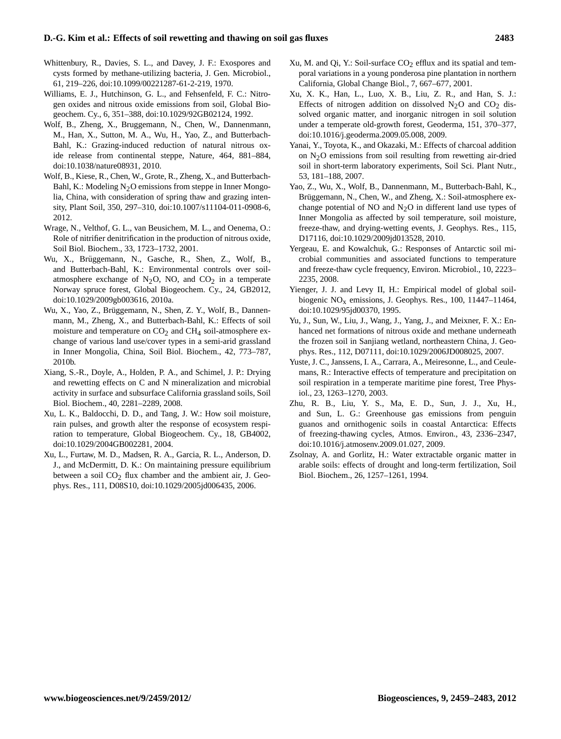Whittenbury, R., Davies, S. L., and Davey, J. F.: Exospores and cysts formed by methane-utilizing bacteria, J. Gen. Microbiol., 61, 219–226, doi:10.1099/00221287-61-2-219, 1970.

Williams, E. J., Hutchinson, G. L., and Fehsenfeld, F. C.: Nitrogen oxides and nitrous oxide emissions from soil, Global Biogeochem. Cy., 6, 351–388, doi:10.1029/92GB02124, 1992.

Wolf, B., Zheng, X., Bruggemann, N., Chen, W., Dannenmann, M., Han, X., Sutton, M. A., Wu, H., Yao, Z., and Butterbach-Bahl, K.: Grazing-induced reduction of natural nitrous oxide release from continental steppe, Nature, 464, 881–884, doi:10.1038/nature08931, 2010.

Wolf, B., Kiese, R., Chen, W., Grote, R., Zheng, X., and Butterbach-Bahl, K.: Modeling $N_2O$ emissions from steppe in Inner Mongolia, China, with consideration of spring thaw and grazing intensity, Plant Soil, 350, 297–310, doi:10.1007/s11104-011-0908-6, 2012.

Wrage, N., Velthof, G. L., van Beusichem, M. L., and Oenema, O.: Role of nitrifier denitrification in the production of nitrous oxide, Soil Biol. Biochem., 33, 1723–1732, 2001.

Wu, X., Brüggemann, N., Gasche, R., Shen, Z., Wolf, B., and Butterbach-Bahl, K.: Environmental controls over soil-atmosphere exchange of $N_2O$, NO, and $CO_2$ in a temperate Norway spruce forest, Global Biogeochem. Cy., 24, GB2012, doi:10.1029/2009gb003616, 2010a.

Wu, X., Yao, Z., Brüggemann, N., Shen, Z. Y., Wolf, B., Dannenmann, M., Zheng, X., and Butterbach-Bahl, K.: Effects of soil moisture and temperature on $CO_2$ and $CH_4$ soil-atmosphere exchange of various land use/cover types in a semi-arid grassland in Inner Mongolia, China, Soil Biol. Biochem., 42, 773–787, 2010b.

Xiang, S.-R., Doyle, A., Holden, P. A., and Schimel, J. P.: Drying and rewetting effects on C and N mineralization and microbial activity in surface and subsurface California grassland soils, Soil Biol. Biochem., 40, 2281–2289, 2008.

Xu, L. K., Baldocchi, D. D., and Tang, J. W.: How soil moisture, rain pulses, and growth alter the response of ecosystem respiration to temperature, Global Biogeochem. Cy., 18, GB4002, doi:10.1029/2004GB002281, 2004.

Xu, L., Furtaw, M. D., Madsen, R. A., Garcia, R. L., Anderson, D. J., and McDermitt, D. K.: On maintaining pressure equilibrium between a soil $CO_2$ flux chamber and the ambient air, J. Geophys. Res., 111, D08S10, doi:10.1029/2005jd006435, 2006.

Xu, M. and Qi, Y.: Soil-surface $CO_2$ efflux and its spatial and temporal variations in a young ponderosa pine plantation in northern California, Global Change Biol., 7, 667–677, 2001.

Xu, X. K., Han, L., Luo, X. B., Liu, Z. R., and Han, S. J.: Effects of nitrogen addition on dissolved $N_2O$ and $CO_2$ dissolved organic matter, and inorganic nitrogen in soil solution under a temperate old-growth forest, Geoderma, 151, 370–377, doi:10.1016/j.geoderma.2009.05.008, 2009.

Yanai, Y., Toyota, K., and Okazaki, M.: Effects of charcoal addition on $N_2O$ emissions from soil resulting from rewetting air-dried soil in short-term laboratory experiments, Soil Sci. Plant Nutr., 53, 181–188, 2007.

Yao, Z., Wu, X., Wolf, B., Dannenmann, M., Butterbach-Bahl, K., Brüggemann, N., Chen, W., and Zheng, X.: Soil-atmosphere exchange potential of NO and $N_2O$ in different land use types of Inner Mongolia as affected by soil temperature, soil moisture, freeze-thaw, and drying-wetting events, J. Geophys. Res., 115, D17116, doi:10.1029/2009jd013528, 2010.

Yergeau, E. and Kowalchuk, G.: Responses of Antarctic soil microbial communities and associated functions to temperature and freeze-thaw cycle frequency, Environ. Microbiol., 10, 2223–2235, 2008.

Yienger, J. J. and Levy II, H.: Empirical model of global soil-biogenic $NO_x$ emissions, J. Geophys. Res., 100, 11447–11464, doi:10.1029/95jd00370, 1995.

Yu, J., Sun, W., Liu, J., Wang, J., Yang, J., and Meixner, F. X.: Enhanced net formations of nitrous oxide and methane underneath the frozen soil in Sanjiang wetland, northeastern China, J. Geophys. Res., 112, D07111, doi:10.1029/2006JD008025, 2007.

Yuste, J. C., Janssens, I. A., Carrara, A., Meiresonne, L., and Ceulemans, R.: Interactive effects of temperature and precipitation on soil respiration in a temperate maritime pine forest, Tree Physiol., 23, 1263–1270, 2003.

Zhu, R. B., Liu, Y. S., Ma, E. D., Sun, J. J., Xu, H., and Sun, L. G.: Greenhouse gas emissions from penguin guanos and ornithogenic soils in coastal Antarctica: Effects of freezing-thawing cycles, Atmos. Environ., 43, 2336–2347, doi:10.1016/j.atmosenv.2009.01.027, 2009.

Zsolnay, A. and Gorlitz, H.: Water extractable organic matter in arable soils: effects of drought and long-term fertilization, Soil Biol. Biochem., 26, 1257–1261, 1994.